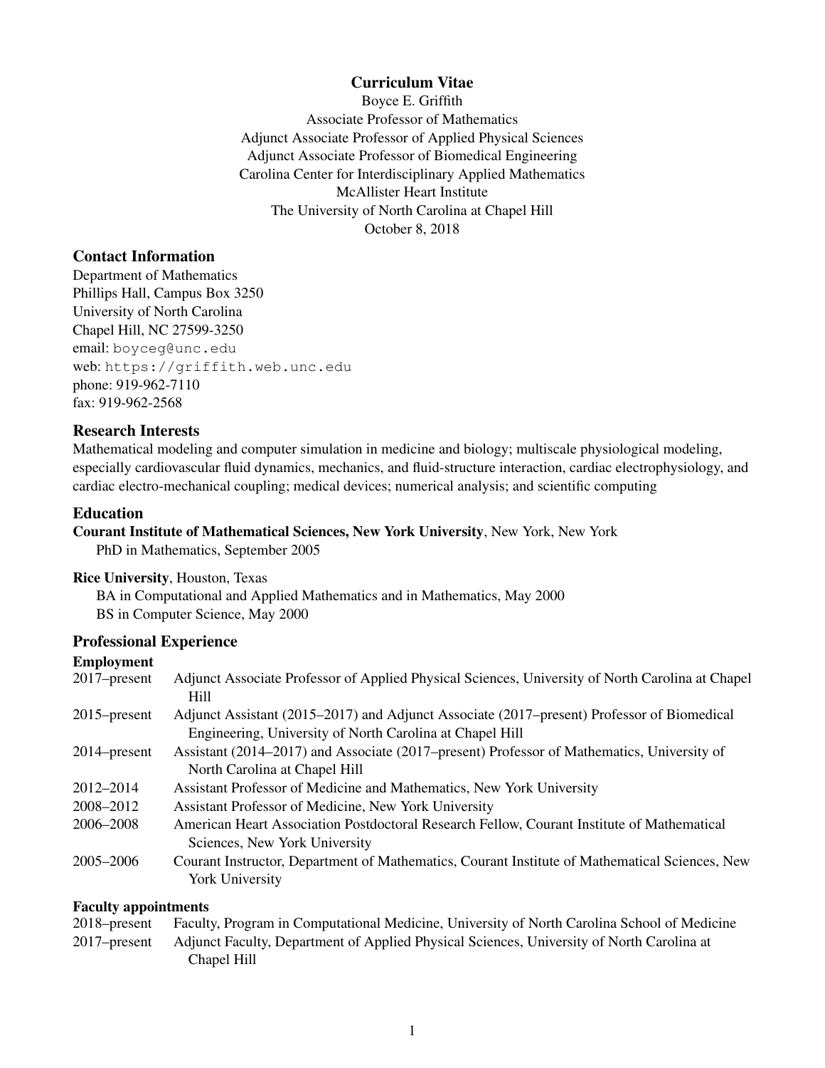# Curriculum Vitae

Boyce E. Griffith
Associate Professor of Mathematics
Adjunct Associate Professor of Applied Physical Sciences
Adjunct Associate Professor of Biomedical Engineering
Carolina Center for Interdisciplinary Applied Mathematics
McAllister Heart Institute
The University of North Carolina at Chapel Hill
October 8, 2018

## Contact Information

Department of Mathematics
Phillips Hall, Campus Box 3250
University of North Carolina
Chapel Hill, NC 27599-3250
email: `boyceg@unc.edu`
web: `https://griffith.web.unc.edu`
phone: 919-962-7110
fax: 919-962-2568

## Research Interests

Mathematical modeling and computer simulation in medicine and biology; multiscale physiological modeling, especially cardiovascular fluid dynamics, mechanics, and fluid-structure interaction, cardiac electrophysiology, and cardiac electro-mechanical coupling; medical devices; numerical analysis; and scientific computing

## Education

**Courant Institute of Mathematical Sciences, New York University**, New York, New York
PhD in Mathematics, September 2005

**Rice University**, Houston, Texas
BA in Computational and Applied Mathematics and in Mathematics, May 2000
BS in Computer Science, May 2000

## Professional Experience

### Employment

| | |
|---|---|
| 2017–present | Adjunct Associate Professor of Applied Physical Sciences, University of North Carolina at Chapel Hill |
| 2015–present | Adjunct Assistant (2015–2017) and Adjunct Associate (2017–present) Professor of Biomedical Engineering, University of North Carolina at Chapel Hill |
| 2014–present | Assistant (2014–2017) and Associate (2017–present) Professor of Mathematics, University of North Carolina at Chapel Hill |
| 2012–2014 | Assistant Professor of Medicine and Mathematics, New York University |
| 2008–2012 | Assistant Professor of Medicine, New York University |
| 2006–2008 | American Heart Association Postdoctoral Research Fellow, Courant Institute of Mathematical Sciences, New York University |
| 2005–2006 | Courant Instructor, Department of Mathematics, Courant Institute of Mathematical Sciences, New York University |

### Faculty appointments

| | |
|---|---|
| 2018–present | Faculty, Program in Computational Medicine, University of North Carolina School of Medicine |
| 2017–present | Adjunct Faculty, Department of Applied Physical Sciences, University of North Carolina at Chapel Hill |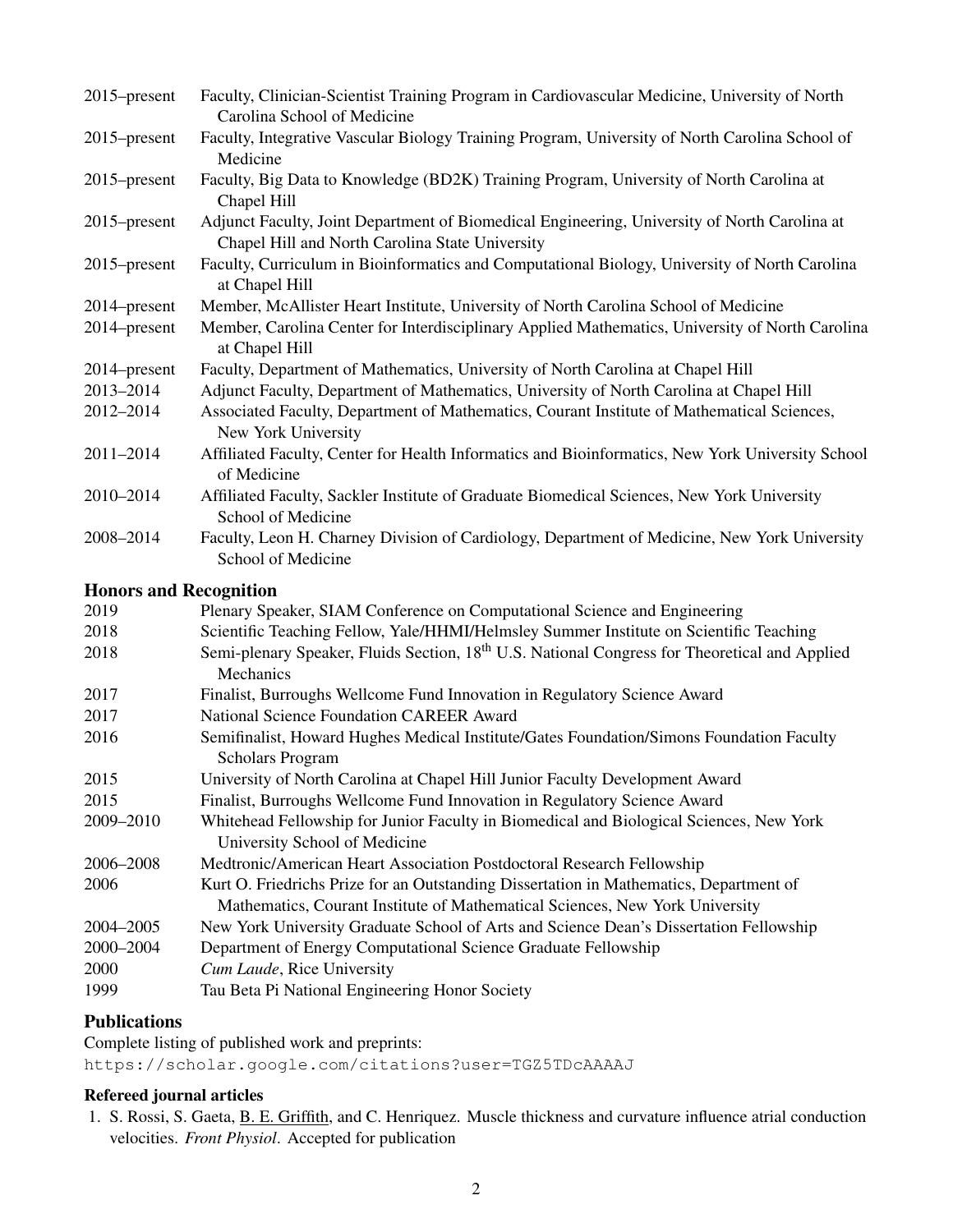| | |
|---|---|
| 2015–present | Faculty, Clinician-Scientist Training Program in Cardiovascular Medicine, University of North Carolina School of Medicine |
| 2015–present | Faculty, Integrative Vascular Biology Training Program, University of North Carolina School of Medicine |
| 2015–present | Faculty, Big Data to Knowledge (BD2K) Training Program, University of North Carolina at Chapel Hill |
| 2015–present | Adjunct Faculty, Joint Department of Biomedical Engineering, University of North Carolina at Chapel Hill and North Carolina State University |
| 2015–present | Faculty, Curriculum in Bioinformatics and Computational Biology, University of North Carolina at Chapel Hill |
| 2014–present | Member, McAllister Heart Institute, University of North Carolina School of Medicine |
| 2014–present | Member, Carolina Center for Interdisciplinary Applied Mathematics, University of North Carolina at Chapel Hill |
| 2014–present | Faculty, Department of Mathematics, University of North Carolina at Chapel Hill |
| 2013–2014 | Adjunct Faculty, Department of Mathematics, University of North Carolina at Chapel Hill |
| 2012–2014 | Associated Faculty, Department of Mathematics, Courant Institute of Mathematical Sciences, New York University |
| 2011–2014 | Affiliated Faculty, Center for Health Informatics and Bioinformatics, New York University School of Medicine |
| 2010–2014 | Affiliated Faculty, Sackler Institute of Graduate Biomedical Sciences, New York University School of Medicine |
| 2008–2014 | Faculty, Leon H. Charney Division of Cardiology, Department of Medicine, New York University School of Medicine |

## Honors and Recognition

| | |
|---|---|
| 2019 | Plenary Speaker, SIAM Conference on Computational Science and Engineering |
| 2018 | Scientific Teaching Fellow, Yale/HHMI/Helmsley Summer Institute on Scientific Teaching |
| 2018 | Semi-plenary Speaker, Fluids Section, 18th U.S. National Congress for Theoretical and Applied Mechanics |
| 2017 | Finalist, Burroughs Wellcome Fund Innovation in Regulatory Science Award |
| 2017 | National Science Foundation CAREER Award |
| 2016 | Semifinalist, Howard Hughes Medical Institute/Gates Foundation/Simons Foundation Faculty Scholars Program |
| 2015 | University of North Carolina at Chapel Hill Junior Faculty Development Award |
| 2015 | Finalist, Burroughs Wellcome Fund Innovation in Regulatory Science Award |
| 2009–2010 | Whitehead Fellowship for Junior Faculty in Biomedical and Biological Sciences, New York University School of Medicine |
| 2006–2008 | Medtronic/American Heart Association Postdoctoral Research Fellowship |
| 2006 | Kurt O. Friedrichs Prize for an Outstanding Dissertation in Mathematics, Department of Mathematics, Courant Institute of Mathematical Sciences, New York University |
| 2004–2005 | New York University Graduate School of Arts and Science Dean's Dissertation Fellowship |
| 2000–2004 | Department of Energy Computational Science Graduate Fellowship |
| 2000 | *Cum Laude*, Rice University |
| 1999 | Tau Beta Pi National Engineering Honor Society |

## Publications

Complete listing of published work and preprints:
`https://scholar.google.com/citations?user=TGZ5TDcAAAAJ`

### Refereed journal articles

1. S. Rossi, S. Gaeta, B. E. Griffith, and C. Henriquez. Muscle thickness and curvature influence atrial conduction velocities. *Front Physiol*. Accepted for publication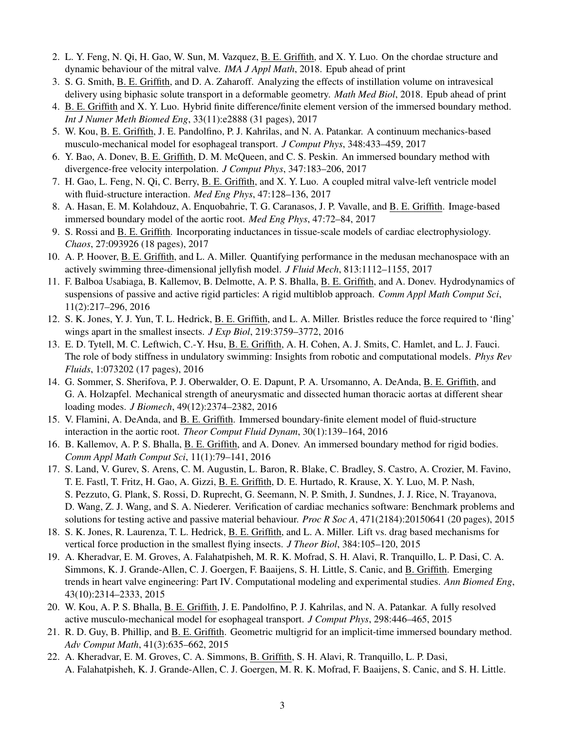2. L. Y. Feng, N. Qi, H. Gao, W. Sun, M. Vazquez, B. E. Griffith, and X. Y. Luo. On the chordae structure and dynamic behaviour of the mitral valve. *IMA J Appl Math*, 2018. Epub ahead of print
3. S. G. Smith, B. E. Griffith, and D. A. Zaharoff. Analyzing the effects of instillation volume on intravesical delivery using biphasic solute transport in a deformable geometry. *Math Med Biol*, 2018. Epub ahead of print
4. B. E. Griffith and X. Y. Luo. Hybrid finite difference/finite element version of the immersed boundary method. *Int J Numer Meth Biomed Eng*, 33(11):e2888 (31 pages), 2017
5. W. Kou, B. E. Griffith, J. E. Pandolfino, P. J. Kahrilas, and N. A. Patankar. A continuum mechanics-based musculo-mechanical model for esophageal transport. *J Comput Phys*, 348:433–459, 2017
6. Y. Bao, A. Donev, B. E. Griffith, D. M. McQueen, and C. S. Peskin. An immersed boundary method with divergence-free velocity interpolation. *J Comput Phys*, 347:183–206, 2017
7. H. Gao, L. Feng, N. Qi, C. Berry, B. E. Griffith, and X. Y. Luo. A coupled mitral valve-left ventricle model with fluid-structure interaction. *Med Eng Phys*, 47:128–136, 2017
8. A. Hasan, E. M. Kolahdouz, A. Enquobahrie, T. G. Caranasos, J. P. Vavalle, and B. E. Griffith. Image-based immersed boundary model of the aortic root. *Med Eng Phys*, 47:72–84, 2017
9. S. Rossi and B. E. Griffith. Incorporating inductances in tissue-scale models of cardiac electrophysiology. *Chaos*, 27:093926 (18 pages), 2017
10. A. P. Hoover, B. E. Griffith, and L. A. Miller. Quantifying performance in the medusan mechanospace with an actively swimming three-dimensional jellyfish model. *J Fluid Mech*, 813:1112–1155, 2017
11. F. Balboa Usabiaga, B. Kallemov, B. Delmotte, A. P. S. Bhalla, B. E. Griffith, and A. Donev. Hydrodynamics of suspensions of passive and active rigid particles: A rigid multiblob approach. *Comm Appl Math Comput Sci*, 11(2):217–296, 2016
12. S. K. Jones, Y. J. Yun, T. L. Hedrick, B. E. Griffith, and L. A. Miller. Bristles reduce the force required to 'fling' wings apart in the smallest insects. *J Exp Biol*, 219:3759–3772, 2016
13. E. D. Tytell, M. C. Leftwich, C.-Y. Hsu, B. E. Griffith, A. H. Cohen, A. J. Smits, C. Hamlet, and L. J. Fauci. The role of body stiffness in undulatory swimming: Insights from robotic and computational models. *Phys Rev Fluids*, 1:073202 (17 pages), 2016
14. G. Sommer, S. Sherifova, P. J. Oberwalder, O. E. Dapunt, P. A. Ursomanno, A. DeAnda, B. E. Griffith, and G. A. Holzapfel. Mechanical strength of aneurysmatic and dissected human thoracic aortas at different shear loading modes. *J Biomech*, 49(12):2374–2382, 2016
15. V. Flamini, A. DeAnda, and B. E. Griffith. Immersed boundary-finite element model of fluid-structure interaction in the aortic root. *Theor Comput Fluid Dynam*, 30(1):139–164, 2016
16. B. Kallemov, A. P. S. Bhalla, B. E. Griffith, and A. Donev. An immersed boundary method for rigid bodies. *Comm Appl Math Comput Sci*, 11(1):79–141, 2016
17. S. Land, V. Gurev, S. Arens, C. M. Augustin, L. Baron, R. Blake, C. Bradley, S. Castro, A. Crozier, M. Favino, T. E. Fastl, T. Fritz, H. Gao, A. Gizzi, B. E. Griffith, D. E. Hurtado, R. Krause, X. Y. Luo, M. P. Nash, S. Pezzuto, G. Plank, S. Rossi, D. Ruprecht, G. Seemann, N. P. Smith, J. Sundnes, J. J. Rice, N. Trayanova, D. Wang, Z. J. Wang, and S. A. Niederer. Verification of cardiac mechanics software: Benchmark problems and solutions for testing active and passive material behaviour. *Proc R Soc A*, 471(2184):20150641 (20 pages), 2015
18. S. K. Jones, R. Laurenza, T. L. Hedrick, B. E. Griffith, and L. A. Miller. Lift vs. drag based mechanisms for vertical force production in the smallest flying insects. *J Theor Biol*, 384:105–120, 2015
19. A. Kheradvar, E. M. Groves, A. Falahatpisheh, M. R. K. Mofrad, S. H. Alavi, R. Tranquillo, L. P. Dasi, C. A. Simmons, K. J. Grande-Allen, C. J. Goergen, F. Baaijens, S. H. Little, S. Canic, and B. Griffith. Emerging trends in heart valve engineering: Part IV. Computational modeling and experimental studies. *Ann Biomed Eng*, 43(10):2314–2333, 2015
20. W. Kou, A. P. S. Bhalla, B. E. Griffith, J. E. Pandolfino, P. J. Kahrilas, and N. A. Patankar. A fully resolved active musculo-mechanical model for esophageal transport. *J Comput Phys*, 298:446–465, 2015
21. R. D. Guy, B. Phillip, and B. E. Griffith. Geometric multigrid for an implicit-time immersed boundary method. *Adv Comput Math*, 41(3):635–662, 2015
22. A. Kheradvar, E. M. Groves, C. A. Simmons, B. Griffith, S. H. Alavi, R. Tranquillo, L. P. Dasi, A. Falahatpisheh, K. J. Grande-Allen, C. J. Goergen, M. R. K. Mofrad, F. Baaijens, S. Canic, and S. H. Little.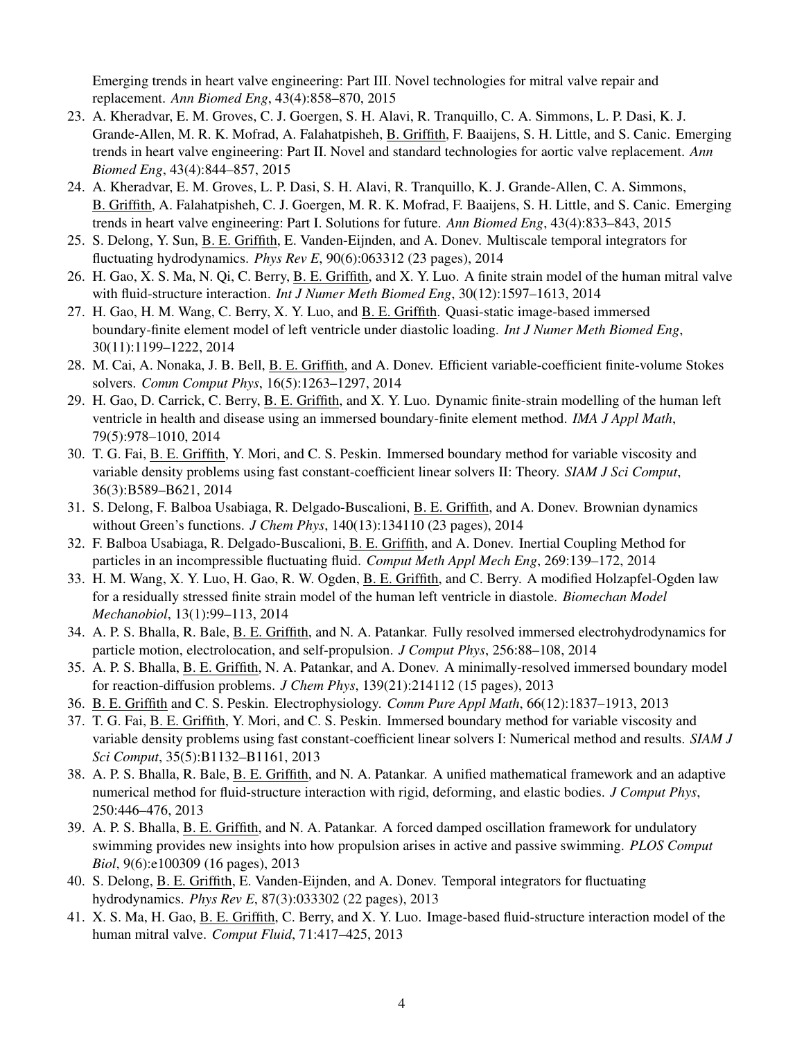Emerging trends in heart valve engineering: Part III. Novel technologies for mitral valve repair and replacement. *Ann Biomed Eng*, 43(4):858–870, 2015

23. A. Kheradvar, E. M. Groves, C. J. Goergen, S. H. Alavi, R. Tranquillo, C. A. Simmons, L. P. Dasi, K. J. Grande-Allen, M. R. K. Mofrad, A. Falahatpisheh, B. Griffith, F. Baaijens, S. H. Little, and S. Canic. Emerging trends in heart valve engineering: Part II. Novel and standard technologies for aortic valve replacement. *Ann Biomed Eng*, 43(4):844–857, 2015
24. A. Kheradvar, E. M. Groves, L. P. Dasi, S. H. Alavi, R. Tranquillo, K. J. Grande-Allen, C. A. Simmons, B. Griffith, A. Falahatpisheh, C. J. Goergen, M. R. K. Mofrad, F. Baaijens, S. H. Little, and S. Canic. Emerging trends in heart valve engineering: Part I. Solutions for future. *Ann Biomed Eng*, 43(4):833–843, 2015
25. S. Delong, Y. Sun, B. E. Griffith, E. Vanden-Eijnden, and A. Donev. Multiscale temporal integrators for fluctuating hydrodynamics. *Phys Rev E*, 90(6):063312 (23 pages), 2014
26. H. Gao, X. S. Ma, N. Qi, C. Berry, B. E. Griffith, and X. Y. Luo. A finite strain model of the human mitral valve with fluid-structure interaction. *Int J Numer Meth Biomed Eng*, 30(12):1597–1613, 2014
27. H. Gao, H. M. Wang, C. Berry, X. Y. Luo, and B. E. Griffith. Quasi-static image-based immersed boundary-finite element model of left ventricle under diastolic loading. *Int J Numer Meth Biomed Eng*, 30(11):1199–1222, 2014
28. M. Cai, A. Nonaka, J. B. Bell, B. E. Griffith, and A. Donev. Efficient variable-coefficient finite-volume Stokes solvers. *Comm Comput Phys*, 16(5):1263–1297, 2014
29. H. Gao, D. Carrick, C. Berry, B. E. Griffith, and X. Y. Luo. Dynamic finite-strain modelling of the human left ventricle in health and disease using an immersed boundary-finite element method. *IMA J Appl Math*, 79(5):978–1010, 2014
30. T. G. Fai, B. E. Griffith, Y. Mori, and C. S. Peskin. Immersed boundary method for variable viscosity and variable density problems using fast constant-coefficient linear solvers II: Theory. *SIAM J Sci Comput*, 36(3):B589–B621, 2014
31. S. Delong, F. Balboa Usabiaga, R. Delgado-Buscalioni, B. E. Griffith, and A. Donev. Brownian dynamics without Green's functions. *J Chem Phys*, 140(13):134110 (23 pages), 2014
32. F. Balboa Usabiaga, R. Delgado-Buscalioni, B. E. Griffith, and A. Donev. Inertial Coupling Method for particles in an incompressible fluctuating fluid. *Comput Meth Appl Mech Eng*, 269:139–172, 2014
33. H. M. Wang, X. Y. Luo, H. Gao, R. W. Ogden, B. E. Griffith, and C. Berry. A modified Holzapfel-Ogden law for a residually stressed finite strain model of the human left ventricle in diastole. *Biomechan Model Mechanobiol*, 13(1):99–113, 2014
34. A. P. S. Bhalla, R. Bale, B. E. Griffith, and N. A. Patankar. Fully resolved immersed electrohydrodynamics for particle motion, electrolocation, and self-propulsion. *J Comput Phys*, 256:88–108, 2014
35. A. P. S. Bhalla, B. E. Griffith, N. A. Patankar, and A. Donev. A minimally-resolved immersed boundary model for reaction-diffusion problems. *J Chem Phys*, 139(21):214112 (15 pages), 2013
36. B. E. Griffith and C. S. Peskin. Electrophysiology. *Comm Pure Appl Math*, 66(12):1837–1913, 2013
37. T. G. Fai, B. E. Griffith, Y. Mori, and C. S. Peskin. Immersed boundary method for variable viscosity and variable density problems using fast constant-coefficient linear solvers I: Numerical method and results. *SIAM J Sci Comput*, 35(5):B1132–B1161, 2013
38. A. P. S. Bhalla, R. Bale, B. E. Griffith, and N. A. Patankar. A unified mathematical framework and an adaptive numerical method for fluid-structure interaction with rigid, deforming, and elastic bodies. *J Comput Phys*, 250:446–476, 2013
39. A. P. S. Bhalla, B. E. Griffith, and N. A. Patankar. A forced damped oscillation framework for undulatory swimming provides new insights into how propulsion arises in active and passive swimming. *PLOS Comput Biol*, 9(6):e100309 (16 pages), 2013
40. S. Delong, B. E. Griffith, E. Vanden-Eijnden, and A. Donev. Temporal integrators for fluctuating hydrodynamics. *Phys Rev E*, 87(3):033302 (22 pages), 2013
41. X. S. Ma, H. Gao, B. E. Griffith, C. Berry, and X. Y. Luo. Image-based fluid-structure interaction model of the human mitral valve. *Comput Fluid*, 71:417–425, 2013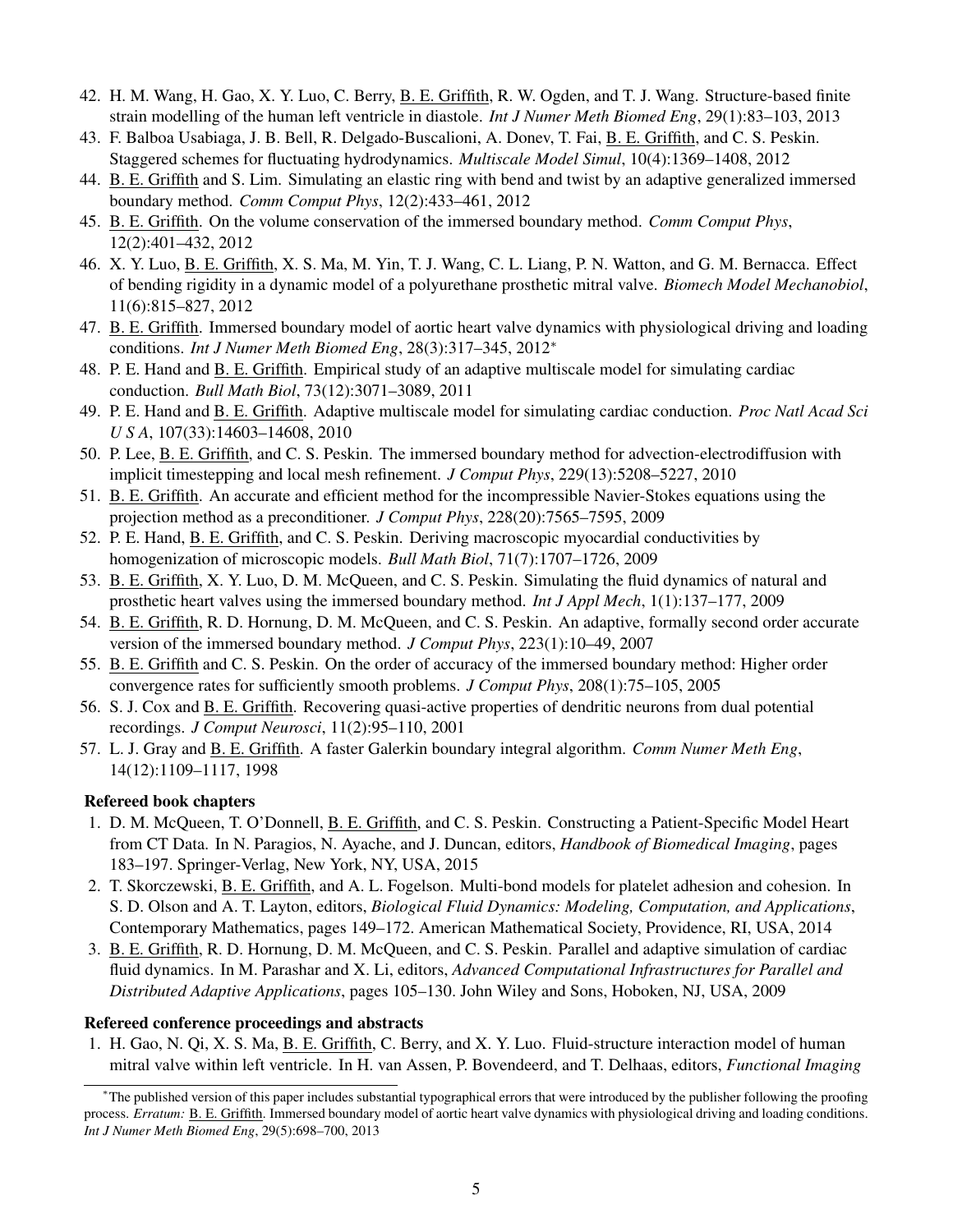42. H. M. Wang, H. Gao, X. Y. Luo, C. Berry, B. E. Griffith, R. W. Ogden, and T. J. Wang. Structure-based finite strain modelling of the human left ventricle in diastole. *Int J Numer Meth Biomed Eng*, 29(1):83–103, 2013
43. F. Balboa Usabiaga, J. B. Bell, R. Delgado-Buscalioni, A. Donev, T. Fai, B. E. Griffith, and C. S. Peskin. Staggered schemes for fluctuating hydrodynamics. *Multiscale Model Simul*, 10(4):1369–1408, 2012
44. B. E. Griffith and S. Lim. Simulating an elastic ring with bend and twist by an adaptive generalized immersed boundary method. *Comm Comput Phys*, 12(2):433–461, 2012
45. B. E. Griffith. On the volume conservation of the immersed boundary method. *Comm Comput Phys*, 12(2):401–432, 2012
46. X. Y. Luo, B. E. Griffith, X. S. Ma, M. Yin, T. J. Wang, C. L. Liang, P. N. Watton, and G. M. Bernacca. Effect of bending rigidity in a dynamic model of a polyurethane prosthetic mitral valve. *Biomech Model Mechanobiol*, 11(6):815–827, 2012
47. B. E. Griffith. Immersed boundary model of aortic heart valve dynamics with physiological driving and loading conditions. *Int J Numer Meth Biomed Eng*, 28(3):317–345, 2012*
48. P. E. Hand and B. E. Griffith. Empirical study of an adaptive multiscale model for simulating cardiac conduction. *Bull Math Biol*, 73(12):3071–3089, 2011
49. P. E. Hand and B. E. Griffith. Adaptive multiscale model for simulating cardiac conduction. *Proc Natl Acad Sci U S A*, 107(33):14603–14608, 2010
50. P. Lee, B. E. Griffith, and C. S. Peskin. The immersed boundary method for advection-electrodiffusion with implicit timestepping and local mesh refinement. *J Comput Phys*, 229(13):5208–5227, 2010
51. B. E. Griffith. An accurate and efficient method for the incompressible Navier-Stokes equations using the projection method as a preconditioner. *J Comput Phys*, 228(20):7565–7595, 2009
52. P. E. Hand, B. E. Griffith, and C. S. Peskin. Deriving macroscopic myocardial conductivities by homogenization of microscopic models. *Bull Math Biol*, 71(7):1707–1726, 2009
53. B. E. Griffith, X. Y. Luo, D. M. McQueen, and C. S. Peskin. Simulating the fluid dynamics of natural and prosthetic heart valves using the immersed boundary method. *Int J Appl Mech*, 1(1):137–177, 2009
54. B. E. Griffith, R. D. Hornung, D. M. McQueen, and C. S. Peskin. An adaptive, formally second order accurate version of the immersed boundary method. *J Comput Phys*, 223(1):10–49, 2007
55. B. E. Griffith and C. S. Peskin. On the order of accuracy of the immersed boundary method: Higher order convergence rates for sufficiently smooth problems. *J Comput Phys*, 208(1):75–105, 2005
56. S. J. Cox and B. E. Griffith. Recovering quasi-active properties of dendritic neurons from dual potential recordings. *J Comput Neurosci*, 11(2):95–110, 2001
57. L. J. Gray and B. E. Griffith. A faster Galerkin boundary integral algorithm. *Comm Numer Meth Eng*, 14(12):1109–1117, 1998

### Refereed book chapters

1. D. M. McQueen, T. O'Donnell, B. E. Griffith, and C. S. Peskin. Constructing a Patient-Specific Model Heart from CT Data. In N. Paragios, N. Ayache, and J. Duncan, editors, *Handbook of Biomedical Imaging*, pages 183–197. Springer-Verlag, New York, NY, USA, 2015
2. T. Skorczewski, B. E. Griffith, and A. L. Fogelson. Multi-bond models for platelet adhesion and cohesion. In S. D. Olson and A. T. Layton, editors, *Biological Fluid Dynamics: Modeling, Computation, and Applications*, Contemporary Mathematics, pages 149–172. American Mathematical Society, Providence, RI, USA, 2014
3. B. E. Griffith, R. D. Hornung, D. M. McQueen, and C. S. Peskin. Parallel and adaptive simulation of cardiac fluid dynamics. In M. Parashar and X. Li, editors, *Advanced Computational Infrastructures for Parallel and Distributed Adaptive Applications*, pages 105–130. John Wiley and Sons, Hoboken, NJ, USA, 2009

### Refereed conference proceedings and abstracts

1. H. Gao, N. Qi, X. S. Ma, B. E. Griffith, C. Berry, and X. Y. Luo. Fluid-structure interaction model of human mitral valve within left ventricle. In H. van Assen, P. Bovendeerd, and T. Delhaas, editors, *Functional Imaging*

---

*The published version of this paper includes substantial typographical errors that were introduced by the publisher following the proofing process. *Erratum:* B. E. Griffith. Immersed boundary model of aortic heart valve dynamics with physiological driving and loading conditions. *Int J Numer Meth Biomed Eng*, 29(5):698–700, 2013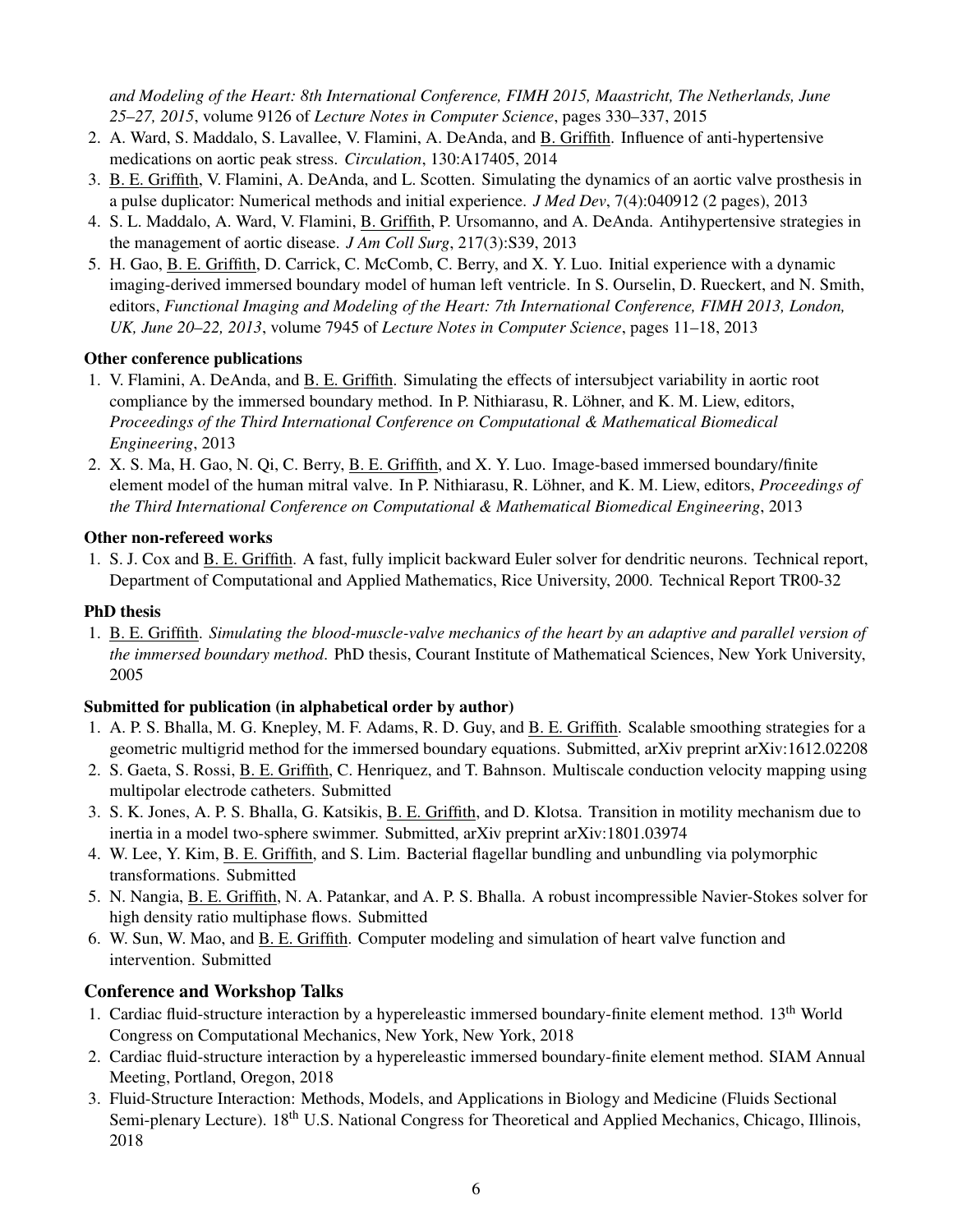*and Modeling of the Heart: 8th International Conference, FIMH 2015, Maastricht, The Netherlands, June 25–27, 2015*, volume 9126 of *Lecture Notes in Computer Science*, pages 330–337, 2015

2. A. Ward, S. Maddalo, S. Lavallee, V. Flamini, A. DeAnda, and B. Griffith. Influence of anti-hypertensive medications on aortic peak stress. *Circulation*, 130:A17405, 2014
3. B. E. Griffith, V. Flamini, A. DeAnda, and L. Scotten. Simulating the dynamics of an aortic valve prosthesis in a pulse duplicator: Numerical methods and initial experience. *J Med Dev*, 7(4):040912 (2 pages), 2013
4. S. L. Maddalo, A. Ward, V. Flamini, B. Griffith, P. Ursomanno, and A. DeAnda. Antihypertensive strategies in the management of aortic disease. *J Am Coll Surg*, 217(3):S39, 2013
5. H. Gao, B. E. Griffith, D. Carrick, C. McComb, C. Berry, and X. Y. Luo. Initial experience with a dynamic imaging-derived immersed boundary model of human left ventricle. In S. Ourselin, D. Rueckert, and N. Smith, editors, *Functional Imaging and Modeling of the Heart: 7th International Conference, FIMH 2013, London, UK, June 20–22, 2013*, volume 7945 of *Lecture Notes in Computer Science*, pages 11–18, 2013

### Other conference publications

1. V. Flamini, A. DeAnda, and B. E. Griffith. Simulating the effects of intersubject variability in aortic root compliance by the immersed boundary method. In P. Nithiarasu, R. Löhner, and K. M. Liew, editors, *Proceedings of the Third International Conference on Computational & Mathematical Biomedical Engineering*, 2013
2. X. S. Ma, H. Gao, N. Qi, C. Berry, B. E. Griffith, and X. Y. Luo. Image-based immersed boundary/finite element model of the human mitral valve. In P. Nithiarasu, R. Löhner, and K. M. Liew, editors, *Proceedings of the Third International Conference on Computational & Mathematical Biomedical Engineering*, 2013

### Other non-refereed works

1. S. J. Cox and B. E. Griffith. A fast, fully implicit backward Euler solver for dendritic neurons. Technical report, Department of Computational and Applied Mathematics, Rice University, 2000. Technical Report TR00-32

### PhD thesis

1. B. E. Griffith. *Simulating the blood-muscle-valve mechanics of the heart by an adaptive and parallel version of the immersed boundary method*. PhD thesis, Courant Institute of Mathematical Sciences, New York University, 2005

### Submitted for publication (in alphabetical order by author)

1. A. P. S. Bhalla, M. G. Knepley, M. F. Adams, R. D. Guy, and B. E. Griffith. Scalable smoothing strategies for a geometric multigrid method for the immersed boundary equations. Submitted, arXiv preprint arXiv:1612.02208
2. S. Gaeta, S. Rossi, B. E. Griffith, C. Henriquez, and T. Bahnson. Multiscale conduction velocity mapping using multipolar electrode catheters. Submitted
3. S. K. Jones, A. P. S. Bhalla, G. Katsikis, B. E. Griffith, and D. Klotsa. Transition in motility mechanism due to inertia in a model two-sphere swimmer. Submitted, arXiv preprint arXiv:1801.03974
4. W. Lee, Y. Kim, B. E. Griffith, and S. Lim. Bacterial flagellar bundling and unbundling via polymorphic transformations. Submitted
5. N. Nangia, B. E. Griffith, N. A. Patankar, and A. P. S. Bhalla. A robust incompressible Navier-Stokes solver for high density ratio multiphase flows. Submitted
6. W. Sun, W. Mao, and B. E. Griffith. Computer modeling and simulation of heart valve function and intervention. Submitted

## Conference and Workshop Talks

1. Cardiac fluid-structure interaction by a hypereleastic immersed boundary-finite element method. 13th World Congress on Computational Mechanics, New York, New York, 2018
2. Cardiac fluid-structure interaction by a hypereleastic immersed boundary-finite element method. SIAM Annual Meeting, Portland, Oregon, 2018
3. Fluid-Structure Interaction: Methods, Models, and Applications in Biology and Medicine (Fluids Sectional Semi-plenary Lecture). 18th U.S. National Congress for Theoretical and Applied Mechanics, Chicago, Illinois, 2018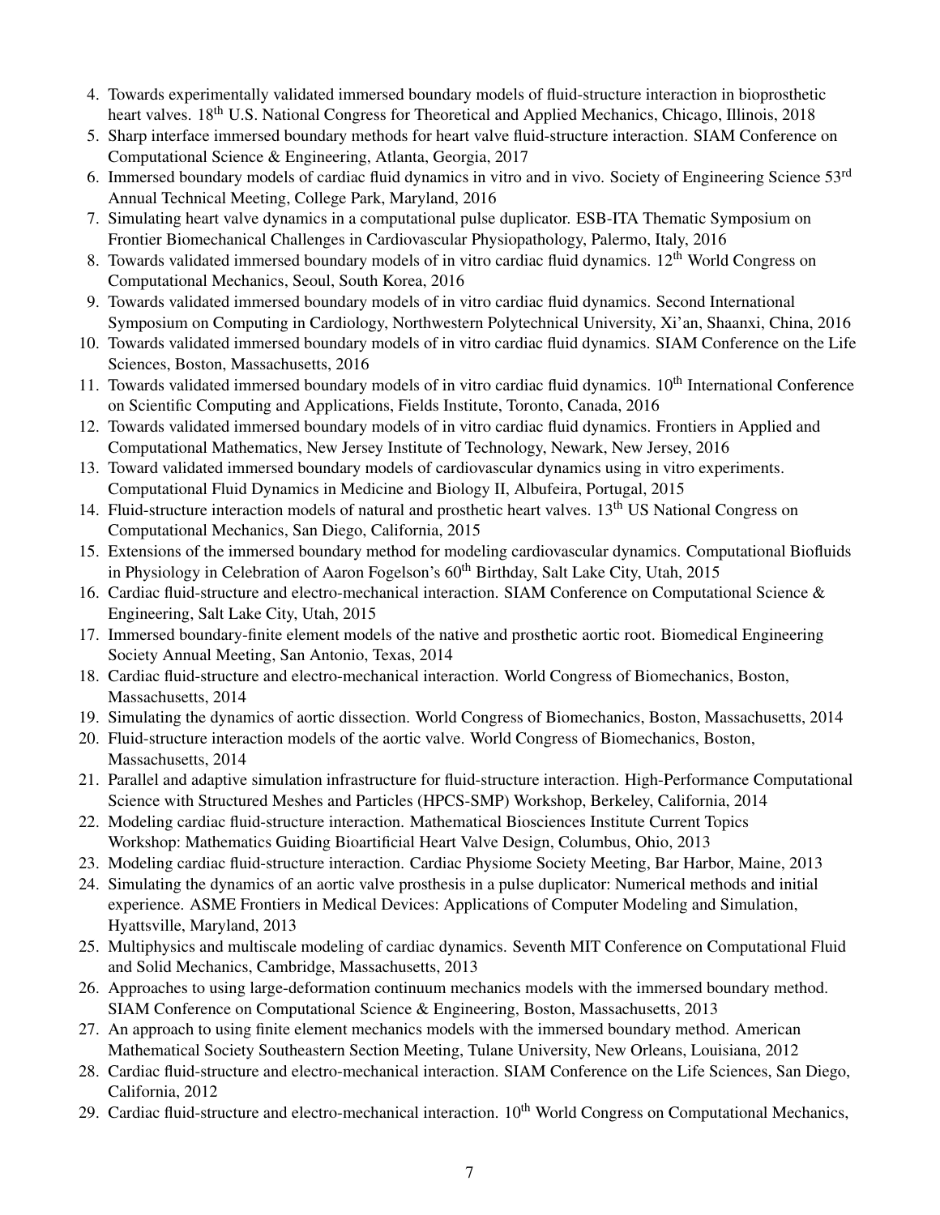4. Towards experimentally validated immersed boundary models of fluid-structure interaction in bioprosthetic heart valves. 18th U.S. National Congress for Theoretical and Applied Mechanics, Chicago, Illinois, 2018
5. Sharp interface immersed boundary methods for heart valve fluid-structure interaction. SIAM Conference on Computational Science & Engineering, Atlanta, Georgia, 2017
6. Immersed boundary models of cardiac fluid dynamics in vitro and in vivo. Society of Engineering Science 53rd Annual Technical Meeting, College Park, Maryland, 2016
7. Simulating heart valve dynamics in a computational pulse duplicator. ESB-ITA Thematic Symposium on Frontier Biomechanical Challenges in Cardiovascular Physiopathology, Palermo, Italy, 2016
8. Towards validated immersed boundary models of in vitro cardiac fluid dynamics. 12th World Congress on Computational Mechanics, Seoul, South Korea, 2016
9. Towards validated immersed boundary models of in vitro cardiac fluid dynamics. Second International Symposium on Computing in Cardiology, Northwestern Polytechnical University, Xi'an, Shaanxi, China, 2016
10. Towards validated immersed boundary models of in vitro cardiac fluid dynamics. SIAM Conference on the Life Sciences, Boston, Massachusetts, 2016
11. Towards validated immersed boundary models of in vitro cardiac fluid dynamics. 10th International Conference on Scientific Computing and Applications, Fields Institute, Toronto, Canada, 2016
12. Towards validated immersed boundary models of in vitro cardiac fluid dynamics. Frontiers in Applied and Computational Mathematics, New Jersey Institute of Technology, Newark, New Jersey, 2016
13. Toward validated immersed boundary models of cardiovascular dynamics using in vitro experiments. Computational Fluid Dynamics in Medicine and Biology II, Albufeira, Portugal, 2015
14. Fluid-structure interaction models of natural and prosthetic heart valves. 13th US National Congress on Computational Mechanics, San Diego, California, 2015
15. Extensions of the immersed boundary method for modeling cardiovascular dynamics. Computational Biofluids in Physiology in Celebration of Aaron Fogelson's 60th Birthday, Salt Lake City, Utah, 2015
16. Cardiac fluid-structure and electro-mechanical interaction. SIAM Conference on Computational Science & Engineering, Salt Lake City, Utah, 2015
17. Immersed boundary-finite element models of the native and prosthetic aortic root. Biomedical Engineering Society Annual Meeting, San Antonio, Texas, 2014
18. Cardiac fluid-structure and electro-mechanical interaction. World Congress of Biomechanics, Boston, Massachusetts, 2014
19. Simulating the dynamics of aortic dissection. World Congress of Biomechanics, Boston, Massachusetts, 2014
20. Fluid-structure interaction models of the aortic valve. World Congress of Biomechanics, Boston, Massachusetts, 2014
21. Parallel and adaptive simulation infrastructure for fluid-structure interaction. High-Performance Computational Science with Structured Meshes and Particles (HPCS-SMP) Workshop, Berkeley, California, 2014
22. Modeling cardiac fluid-structure interaction. Mathematical Biosciences Institute Current Topics Workshop: Mathematics Guiding Bioartificial Heart Valve Design, Columbus, Ohio, 2013
23. Modeling cardiac fluid-structure interaction. Cardiac Physiome Society Meeting, Bar Harbor, Maine, 2013
24. Simulating the dynamics of an aortic valve prosthesis in a pulse duplicator: Numerical methods and initial experience. ASME Frontiers in Medical Devices: Applications of Computer Modeling and Simulation, Hyattsville, Maryland, 2013
25. Multiphysics and multiscale modeling of cardiac dynamics. Seventh MIT Conference on Computational Fluid and Solid Mechanics, Cambridge, Massachusetts, 2013
26. Approaches to using large-deformation continuum mechanics models with the immersed boundary method. SIAM Conference on Computational Science & Engineering, Boston, Massachusetts, 2013
27. An approach to using finite element mechanics models with the immersed boundary method. American Mathematical Society Southeastern Section Meeting, Tulane University, New Orleans, Louisiana, 2012
28. Cardiac fluid-structure and electro-mechanical interaction. SIAM Conference on the Life Sciences, San Diego, California, 2012
29. Cardiac fluid-structure and electro-mechanical interaction. 10th World Congress on Computational Mechanics,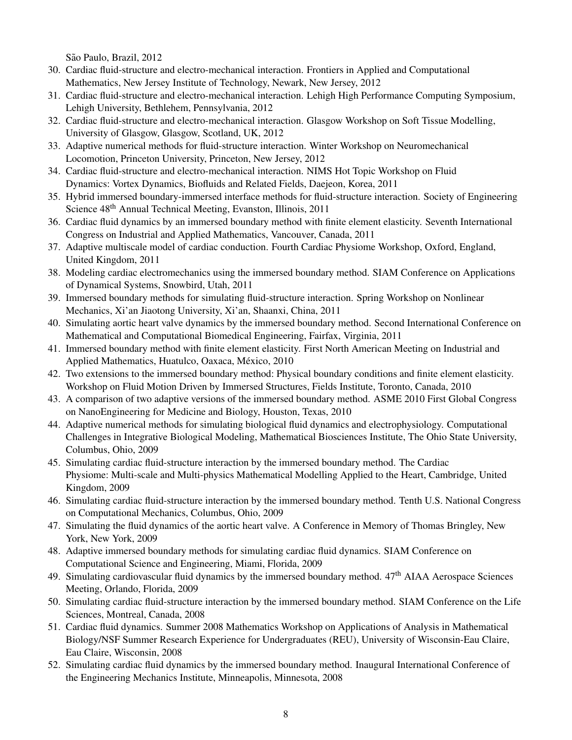São Paulo, Brazil, 2012

30. Cardiac fluid-structure and electro-mechanical interaction. Frontiers in Applied and Computational Mathematics, New Jersey Institute of Technology, Newark, New Jersey, 2012
31. Cardiac fluid-structure and electro-mechanical interaction. Lehigh High Performance Computing Symposium, Lehigh University, Bethlehem, Pennsylvania, 2012
32. Cardiac fluid-structure and electro-mechanical interaction. Glasgow Workshop on Soft Tissue Modelling, University of Glasgow, Glasgow, Scotland, UK, 2012
33. Adaptive numerical methods for fluid-structure interaction. Winter Workshop on Neuromechanical Locomotion, Princeton University, Princeton, New Jersey, 2012
34. Cardiac fluid-structure and electro-mechanical interaction. NIMS Hot Topic Workshop on Fluid Dynamics: Vortex Dynamics, Biofluids and Related Fields, Daejeon, Korea, 2011
35. Hybrid immersed boundary-immersed interface methods for fluid-structure interaction. Society of Engineering Science 48th Annual Technical Meeting, Evanston, Illinois, 2011
36. Cardiac fluid dynamics by an immersed boundary method with finite element elasticity. Seventh International Congress on Industrial and Applied Mathematics, Vancouver, Canada, 2011
37. Adaptive multiscale model of cardiac conduction. Fourth Cardiac Physiome Workshop, Oxford, England, United Kingdom, 2011
38. Modeling cardiac electromechanics using the immersed boundary method. SIAM Conference on Applications of Dynamical Systems, Snowbird, Utah, 2011
39. Immersed boundary methods for simulating fluid-structure interaction. Spring Workshop on Nonlinear Mechanics, Xi'an Jiaotong University, Xi'an, Shaanxi, China, 2011
40. Simulating aortic heart valve dynamics by the immersed boundary method. Second International Conference on Mathematical and Computational Biomedical Engineering, Fairfax, Virginia, 2011
41. Immersed boundary method with finite element elasticity. First North American Meeting on Industrial and Applied Mathematics, Huatulco, Oaxaca, México, 2010
42. Two extensions to the immersed boundary method: Physical boundary conditions and finite element elasticity. Workshop on Fluid Motion Driven by Immersed Structures, Fields Institute, Toronto, Canada, 2010
43. A comparison of two adaptive versions of the immersed boundary method. ASME 2010 First Global Congress on NanoEngineering for Medicine and Biology, Houston, Texas, 2010
44. Adaptive numerical methods for simulating biological fluid dynamics and electrophysiology. Computational Challenges in Integrative Biological Modeling, Mathematical Biosciences Institute, The Ohio State University, Columbus, Ohio, 2009
45. Simulating cardiac fluid-structure interaction by the immersed boundary method. The Cardiac Physiome: Multi-scale and Multi-physics Mathematical Modelling Applied to the Heart, Cambridge, United Kingdom, 2009
46. Simulating cardiac fluid-structure interaction by the immersed boundary method. Tenth U.S. National Congress on Computational Mechanics, Columbus, Ohio, 2009
47. Simulating the fluid dynamics of the aortic heart valve. A Conference in Memory of Thomas Bringley, New York, New York, 2009
48. Adaptive immersed boundary methods for simulating cardiac fluid dynamics. SIAM Conference on Computational Science and Engineering, Miami, Florida, 2009
49. Simulating cardiovascular fluid dynamics by the immersed boundary method. 47th AIAA Aerospace Sciences Meeting, Orlando, Florida, 2009
50. Simulating cardiac fluid-structure interaction by the immersed boundary method. SIAM Conference on the Life Sciences, Montreal, Canada, 2008
51. Cardiac fluid dynamics. Summer 2008 Mathematics Workshop on Applications of Analysis in Mathematical Biology/NSF Summer Research Experience for Undergraduates (REU), University of Wisconsin-Eau Claire, Eau Claire, Wisconsin, 2008
52. Simulating cardiac fluid dynamics by the immersed boundary method. Inaugural International Conference of the Engineering Mechanics Institute, Minneapolis, Minnesota, 2008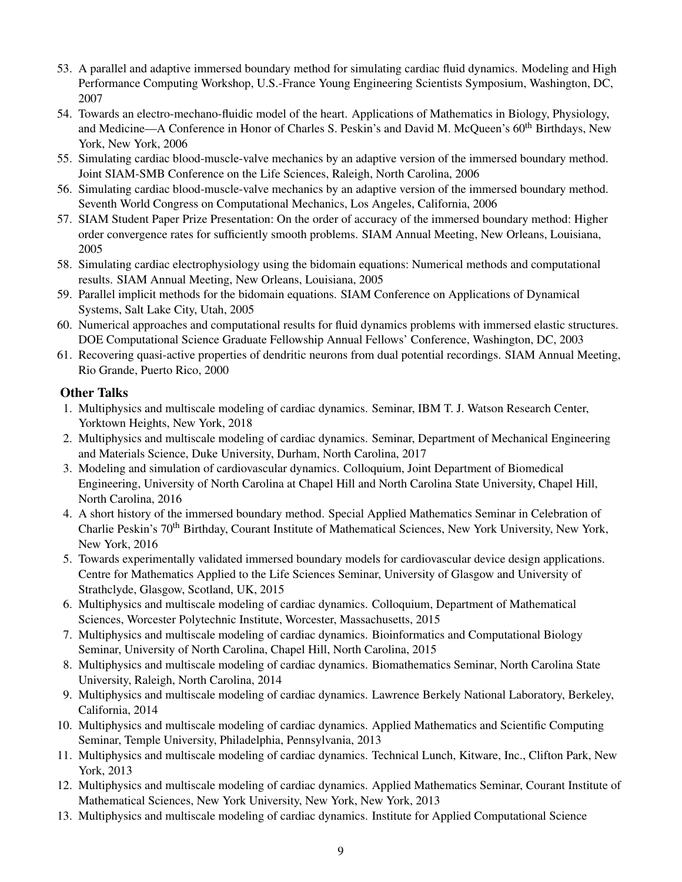53. A parallel and adaptive immersed boundary method for simulating cardiac fluid dynamics. Modeling and High Performance Computing Workshop, U.S.-France Young Engineering Scientists Symposium, Washington, DC, 2007
54. Towards an electro-mechano-fluidic model of the heart. Applications of Mathematics in Biology, Physiology, and Medicine—A Conference in Honor of Charles S. Peskin's and David M. McQueen's 60th Birthdays, New York, New York, 2006
55. Simulating cardiac blood-muscle-valve mechanics by an adaptive version of the immersed boundary method. Joint SIAM-SMB Conference on the Life Sciences, Raleigh, North Carolina, 2006
56. Simulating cardiac blood-muscle-valve mechanics by an adaptive version of the immersed boundary method. Seventh World Congress on Computational Mechanics, Los Angeles, California, 2006
57. SIAM Student Paper Prize Presentation: On the order of accuracy of the immersed boundary method: Higher order convergence rates for sufficiently smooth problems. SIAM Annual Meeting, New Orleans, Louisiana, 2005
58. Simulating cardiac electrophysiology using the bidomain equations: Numerical methods and computational results. SIAM Annual Meeting, New Orleans, Louisiana, 2005
59. Parallel implicit methods for the bidomain equations. SIAM Conference on Applications of Dynamical Systems, Salt Lake City, Utah, 2005
60. Numerical approaches and computational results for fluid dynamics problems with immersed elastic structures. DOE Computational Science Graduate Fellowship Annual Fellows' Conference, Washington, DC, 2003
61. Recovering quasi-active properties of dendritic neurons from dual potential recordings. SIAM Annual Meeting, Rio Grande, Puerto Rico, 2000

## Other Talks

1. Multiphysics and multiscale modeling of cardiac dynamics. Seminar, IBM T. J. Watson Research Center, Yorktown Heights, New York, 2018
2. Multiphysics and multiscale modeling of cardiac dynamics. Seminar, Department of Mechanical Engineering and Materials Science, Duke University, Durham, North Carolina, 2017
3. Modeling and simulation of cardiovascular dynamics. Colloquium, Joint Department of Biomedical Engineering, University of North Carolina at Chapel Hill and North Carolina State University, Chapel Hill, North Carolina, 2016
4. A short history of the immersed boundary method. Special Applied Mathematics Seminar in Celebration of Charlie Peskin's 70th Birthday, Courant Institute of Mathematical Sciences, New York University, New York, New York, 2016
5. Towards experimentally validated immersed boundary models for cardiovascular device design applications. Centre for Mathematics Applied to the Life Sciences Seminar, University of Glasgow and University of Strathclyde, Glasgow, Scotland, UK, 2015
6. Multiphysics and multiscale modeling of cardiac dynamics. Colloquium, Department of Mathematical Sciences, Worcester Polytechnic Institute, Worcester, Massachusetts, 2015
7. Multiphysics and multiscale modeling of cardiac dynamics. Bioinformatics and Computational Biology Seminar, University of North Carolina, Chapel Hill, North Carolina, 2015
8. Multiphysics and multiscale modeling of cardiac dynamics. Biomathematics Seminar, North Carolina State University, Raleigh, North Carolina, 2014
9. Multiphysics and multiscale modeling of cardiac dynamics. Lawrence Berkely National Laboratory, Berkeley, California, 2014
10. Multiphysics and multiscale modeling of cardiac dynamics. Applied Mathematics and Scientific Computing Seminar, Temple University, Philadelphia, Pennsylvania, 2013
11. Multiphysics and multiscale modeling of cardiac dynamics. Technical Lunch, Kitware, Inc., Clifton Park, New York, 2013
12. Multiphysics and multiscale modeling of cardiac dynamics. Applied Mathematics Seminar, Courant Institute of Mathematical Sciences, New York University, New York, New York, 2013
13. Multiphysics and multiscale modeling of cardiac dynamics. Institute for Applied Computational Science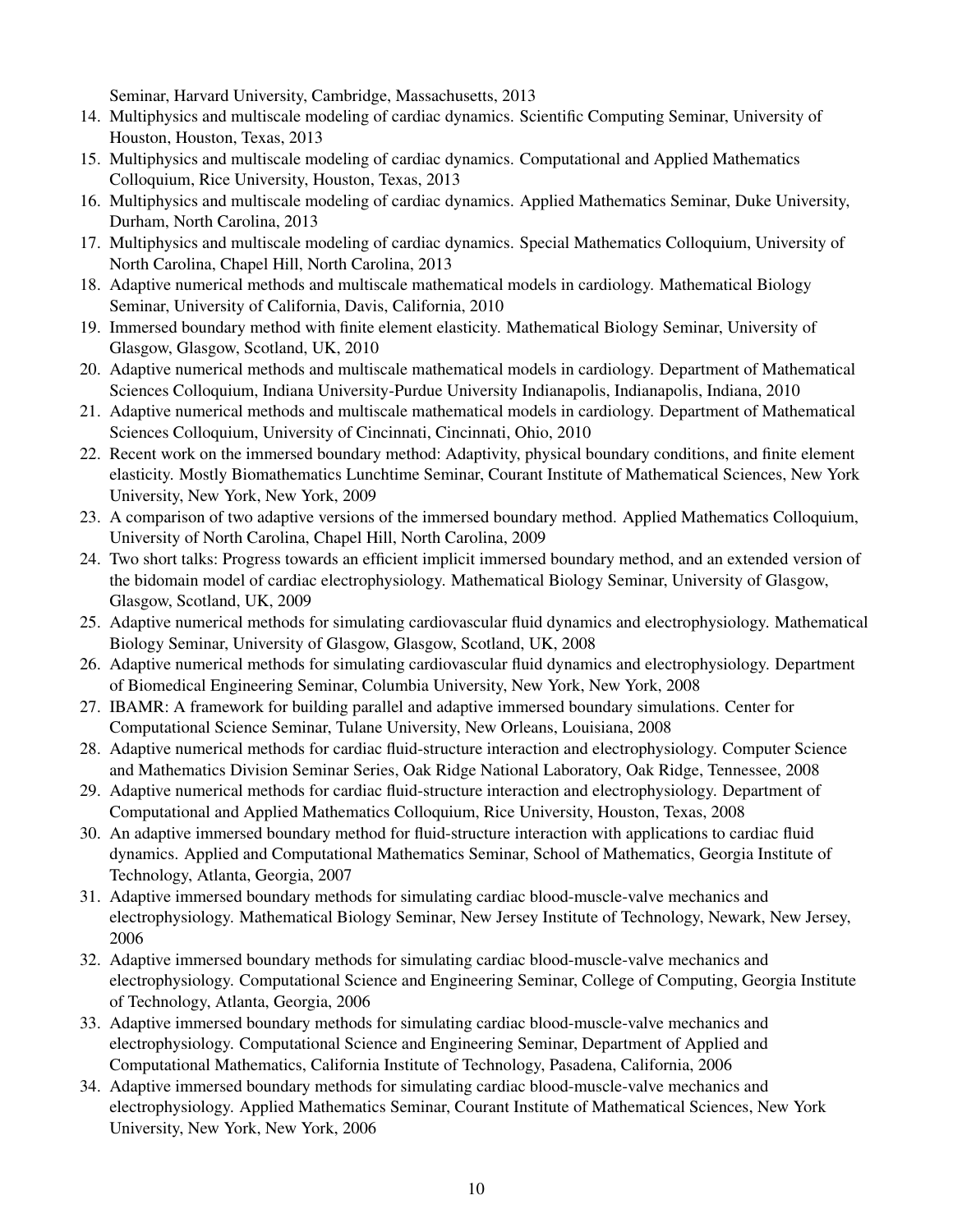Seminar, Harvard University, Cambridge, Massachusetts, 2013

14. Multiphysics and multiscale modeling of cardiac dynamics. Scientific Computing Seminar, University of Houston, Houston, Texas, 2013
15. Multiphysics and multiscale modeling of cardiac dynamics. Computational and Applied Mathematics Colloquium, Rice University, Houston, Texas, 2013
16. Multiphysics and multiscale modeling of cardiac dynamics. Applied Mathematics Seminar, Duke University, Durham, North Carolina, 2013
17. Multiphysics and multiscale modeling of cardiac dynamics. Special Mathematics Colloquium, University of North Carolina, Chapel Hill, North Carolina, 2013
18. Adaptive numerical methods and multiscale mathematical models in cardiology. Mathematical Biology Seminar, University of California, Davis, California, 2010
19. Immersed boundary method with finite element elasticity. Mathematical Biology Seminar, University of Glasgow, Glasgow, Scotland, UK, 2010
20. Adaptive numerical methods and multiscale mathematical models in cardiology. Department of Mathematical Sciences Colloquium, Indiana University-Purdue University Indianapolis, Indianapolis, Indiana, 2010
21. Adaptive numerical methods and multiscale mathematical models in cardiology. Department of Mathematical Sciences Colloquium, University of Cincinnati, Cincinnati, Ohio, 2010
22. Recent work on the immersed boundary method: Adaptivity, physical boundary conditions, and finite element elasticity. Mostly Biomathematics Lunchtime Seminar, Courant Institute of Mathematical Sciences, New York University, New York, New York, 2009
23. A comparison of two adaptive versions of the immersed boundary method. Applied Mathematics Colloquium, University of North Carolina, Chapel Hill, North Carolina, 2009
24. Two short talks: Progress towards an efficient implicit immersed boundary method, and an extended version of the bidomain model of cardiac electrophysiology. Mathematical Biology Seminar, University of Glasgow, Glasgow, Scotland, UK, 2009
25. Adaptive numerical methods for simulating cardiovascular fluid dynamics and electrophysiology. Mathematical Biology Seminar, University of Glasgow, Glasgow, Scotland, UK, 2008
26. Adaptive numerical methods for simulating cardiovascular fluid dynamics and electrophysiology. Department of Biomedical Engineering Seminar, Columbia University, New York, New York, 2008
27. IBAMR: A framework for building parallel and adaptive immersed boundary simulations. Center for Computational Science Seminar, Tulane University, New Orleans, Louisiana, 2008
28. Adaptive numerical methods for cardiac fluid-structure interaction and electrophysiology. Computer Science and Mathematics Division Seminar Series, Oak Ridge National Laboratory, Oak Ridge, Tennessee, 2008
29. Adaptive numerical methods for cardiac fluid-structure interaction and electrophysiology. Department of Computational and Applied Mathematics Colloquium, Rice University, Houston, Texas, 2008
30. An adaptive immersed boundary method for fluid-structure interaction with applications to cardiac fluid dynamics. Applied and Computational Mathematics Seminar, School of Mathematics, Georgia Institute of Technology, Atlanta, Georgia, 2007
31. Adaptive immersed boundary methods for simulating cardiac blood-muscle-valve mechanics and electrophysiology. Mathematical Biology Seminar, New Jersey Institute of Technology, Newark, New Jersey, 2006
32. Adaptive immersed boundary methods for simulating cardiac blood-muscle-valve mechanics and electrophysiology. Computational Science and Engineering Seminar, College of Computing, Georgia Institute of Technology, Atlanta, Georgia, 2006
33. Adaptive immersed boundary methods for simulating cardiac blood-muscle-valve mechanics and electrophysiology. Computational Science and Engineering Seminar, Department of Applied and Computational Mathematics, California Institute of Technology, Pasadena, California, 2006
34. Adaptive immersed boundary methods for simulating cardiac blood-muscle-valve mechanics and electrophysiology. Applied Mathematics Seminar, Courant Institute of Mathematical Sciences, New York University, New York, New York, 2006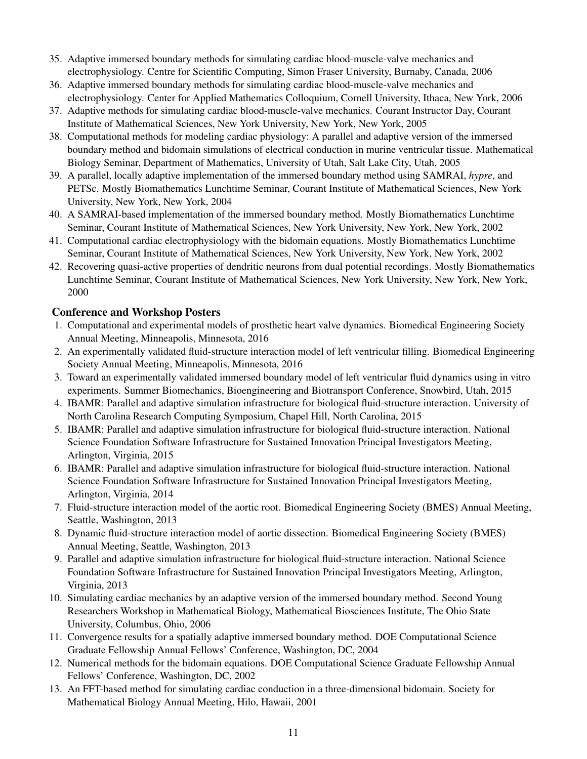35. Adaptive immersed boundary methods for simulating cardiac blood-muscle-valve mechanics and electrophysiology. Centre for Scientific Computing, Simon Fraser University, Burnaby, Canada, 2006
36. Adaptive immersed boundary methods for simulating cardiac blood-muscle-valve mechanics and electrophysiology. Center for Applied Mathematics Colloquium, Cornell University, Ithaca, New York, 2006
37. Adaptive methods for simulating cardiac blood-muscle-valve mechanics. Courant Instructor Day, Courant Institute of Mathematical Sciences, New York University, New York, New York, 2005
38. Computational methods for modeling cardiac physiology: A parallel and adaptive version of the immersed boundary method and bidomain simulations of electrical conduction in murine ventricular tissue. Mathematical Biology Seminar, Department of Mathematics, University of Utah, Salt Lake City, Utah, 2005
39. A parallel, locally adaptive implementation of the immersed boundary method using SAMRAI, *hypre*, and PETSc. Mostly Biomathematics Lunchtime Seminar, Courant Institute of Mathematical Sciences, New York University, New York, New York, 2004
40. A SAMRAI-based implementation of the immersed boundary method. Mostly Biomathematics Lunchtime Seminar, Courant Institute of Mathematical Sciences, New York University, New York, New York, 2002
41. Computational cardiac electrophysiology with the bidomain equations. Mostly Biomathematics Lunchtime Seminar, Courant Institute of Mathematical Sciences, New York University, New York, New York, 2002
42. Recovering quasi-active properties of dendritic neurons from dual potential recordings. Mostly Biomathematics Lunchtime Seminar, Courant Institute of Mathematical Sciences, New York University, New York, New York, 2000

### Conference and Workshop Posters

1. Computational and experimental models of prosthetic heart valve dynamics. Biomedical Engineering Society Annual Meeting, Minneapolis, Minnesota, 2016
2. An experimentally validated fluid-structure interaction model of left ventricular filling. Biomedical Engineering Society Annual Meeting, Minneapolis, Minnesota, 2016
3. Toward an experimentally validated immersed boundary model of left ventricular fluid dynamics using in vitro experiments. Summer Biomechanics, Bioengineering and Biotransport Conference, Snowbird, Utah, 2015
4. IBAMR: Parallel and adaptive simulation infrastructure for biological fluid-structure interaction. University of North Carolina Research Computing Symposium, Chapel Hill, North Carolina, 2015
5. IBAMR: Parallel and adaptive simulation infrastructure for biological fluid-structure interaction. National Science Foundation Software Infrastructure for Sustained Innovation Principal Investigators Meeting, Arlington, Virginia, 2015
6. IBAMR: Parallel and adaptive simulation infrastructure for biological fluid-structure interaction. National Science Foundation Software Infrastructure for Sustained Innovation Principal Investigators Meeting, Arlington, Virginia, 2014
7. Fluid-structure interaction model of the aortic root. Biomedical Engineering Society (BMES) Annual Meeting, Seattle, Washington, 2013
8. Dynamic fluid-structure interaction model of aortic dissection. Biomedical Engineering Society (BMES) Annual Meeting, Seattle, Washington, 2013
9. Parallel and adaptive simulation infrastructure for biological fluid-structure interaction. National Science Foundation Software Infrastructure for Sustained Innovation Principal Investigators Meeting, Arlington, Virginia, 2013
10. Simulating cardiac mechanics by an adaptive version of the immersed boundary method. Second Young Researchers Workshop in Mathematical Biology, Mathematical Biosciences Institute, The Ohio State University, Columbus, Ohio, 2006
11. Convergence results for a spatially adaptive immersed boundary method. DOE Computational Science Graduate Fellowship Annual Fellows' Conference, Washington, DC, 2004
12. Numerical methods for the bidomain equations. DOE Computational Science Graduate Fellowship Annual Fellows' Conference, Washington, DC, 2002
13. An FFT-based method for simulating cardiac conduction in a three-dimensional bidomain. Society for Mathematical Biology Annual Meeting, Hilo, Hawaii, 2001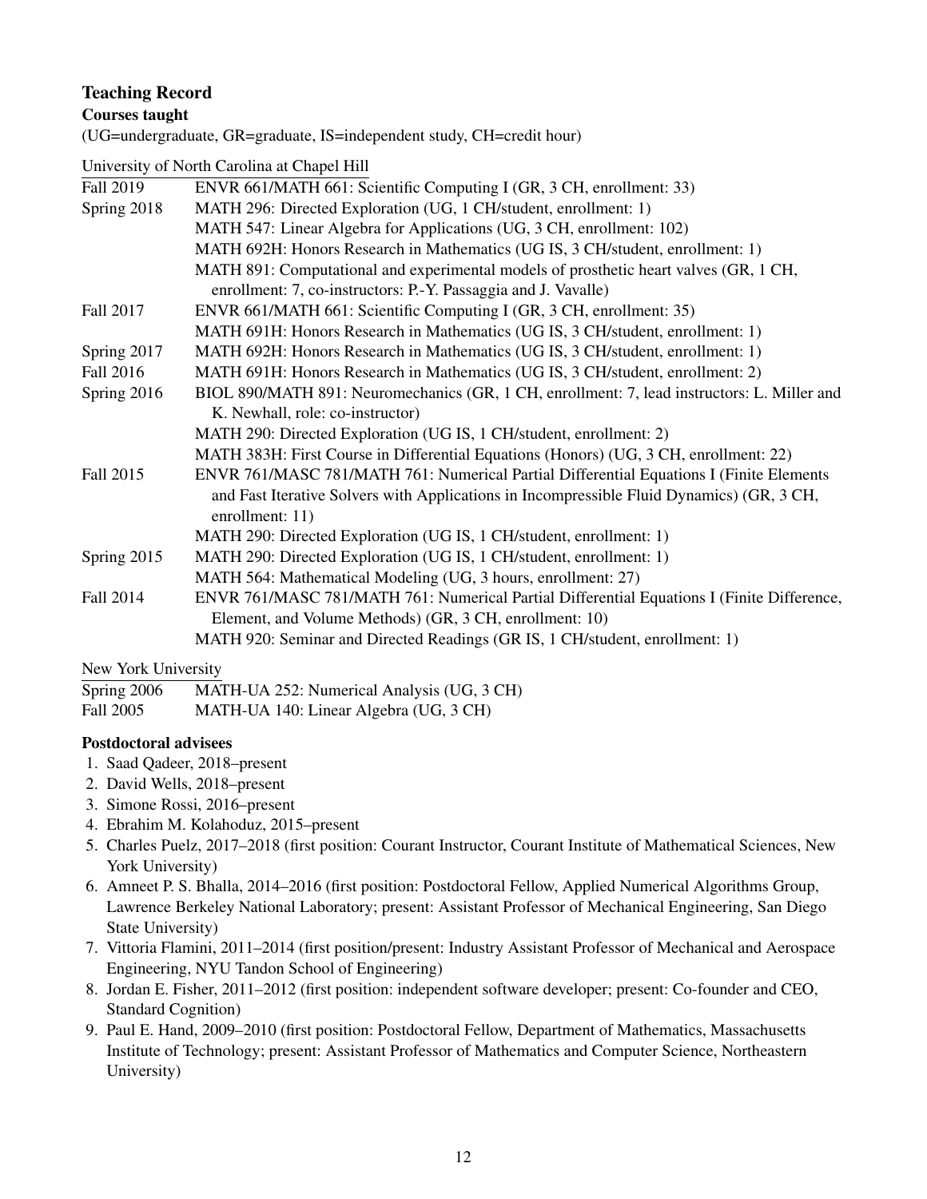## Teaching Record

### Courses taught

(UG=undergraduate, GR=graduate, IS=independent study, CH=credit hour)

University of North Carolina at Chapel Hill

| | |
|---|---|
| Fall 2019 | ENVR 661/MATH 661: Scientific Computing I (GR, 3 CH, enrollment: 33) |
| Spring 2018 | MATH 296: Directed Exploration (UG, 1 CH/student, enrollment: 1) |
| | MATH 547: Linear Algebra for Applications (UG, 3 CH, enrollment: 102) |
| | MATH 692H: Honors Research in Mathematics (UG IS, 3 CH/student, enrollment: 1) |
| | MATH 891: Computational and experimental models of prosthetic heart valves (GR, 1 CH, enrollment: 7, co-instructors: P.-Y. Passaggia and J. Vavalle) |
| Fall 2017 | ENVR 661/MATH 661: Scientific Computing I (GR, 3 CH, enrollment: 35) |
| | MATH 691H: Honors Research in Mathematics (UG IS, 3 CH/student, enrollment: 1) |
| Spring 2017 | MATH 692H: Honors Research in Mathematics (UG IS, 3 CH/student, enrollment: 1) |
| Fall 2016 | MATH 691H: Honors Research in Mathematics (UG IS, 3 CH/student, enrollment: 2) |
| Spring 2016 | BIOL 890/MATH 891: Neuromechanics (GR, 1 CH, enrollment: 7, lead instructors: L. Miller and K. Newhall, role: co-instructor) |
| | MATH 290: Directed Exploration (UG IS, 1 CH/student, enrollment: 2) |
| | MATH 383H: First Course in Differential Equations (Honors) (UG, 3 CH, enrollment: 22) |
| Fall 2015 | ENVR 761/MASC 781/MATH 761: Numerical Partial Differential Equations I (Finite Elements and Fast Iterative Solvers with Applications in Incompressible Fluid Dynamics) (GR, 3 CH, enrollment: 11) |
| | MATH 290: Directed Exploration (UG IS, 1 CH/student, enrollment: 1) |
| Spring 2015 | MATH 290: Directed Exploration (UG IS, 1 CH/student, enrollment: 1) |
| | MATH 564: Mathematical Modeling (UG, 3 hours, enrollment: 27) |
| Fall 2014 | ENVR 761/MASC 781/MATH 761: Numerical Partial Differential Equations I (Finite Difference, Element, and Volume Methods) (GR, 3 CH, enrollment: 10) |
| | MATH 920: Seminar and Directed Readings (GR IS, 1 CH/student, enrollment: 1) |

New York University

| | |
|---|---|
| Spring 2006 | MATH-UA 252: Numerical Analysis (UG, 3 CH) |
| Fall 2005 | MATH-UA 140: Linear Algebra (UG, 3 CH) |

### Postdoctoral advisees

1. Saad Qadeer, 2018–present
2. David Wells, 2018–present
3. Simone Rossi, 2016–present
4. Ebrahim M. Kolahoduz, 2015–present
5. Charles Puelz, 2017–2018 (first position: Courant Instructor, Courant Institute of Mathematical Sciences, New York University)
6. Amneet P. S. Bhalla, 2014–2016 (first position: Postdoctoral Fellow, Applied Numerical Algorithms Group, Lawrence Berkeley National Laboratory; present: Assistant Professor of Mechanical Engineering, San Diego State University)
7. Vittoria Flamini, 2011–2014 (first position/present: Industry Assistant Professor of Mechanical and Aerospace Engineering, NYU Tandon School of Engineering)
8. Jordan E. Fisher, 2011–2012 (first position: independent software developer; present: Co-founder and CEO, Standard Cognition)
9. Paul E. Hand, 2009–2010 (first position: Postdoctoral Fellow, Department of Mathematics, Massachusetts Institute of Technology; present: Assistant Professor of Mathematics and Computer Science, Northeastern University)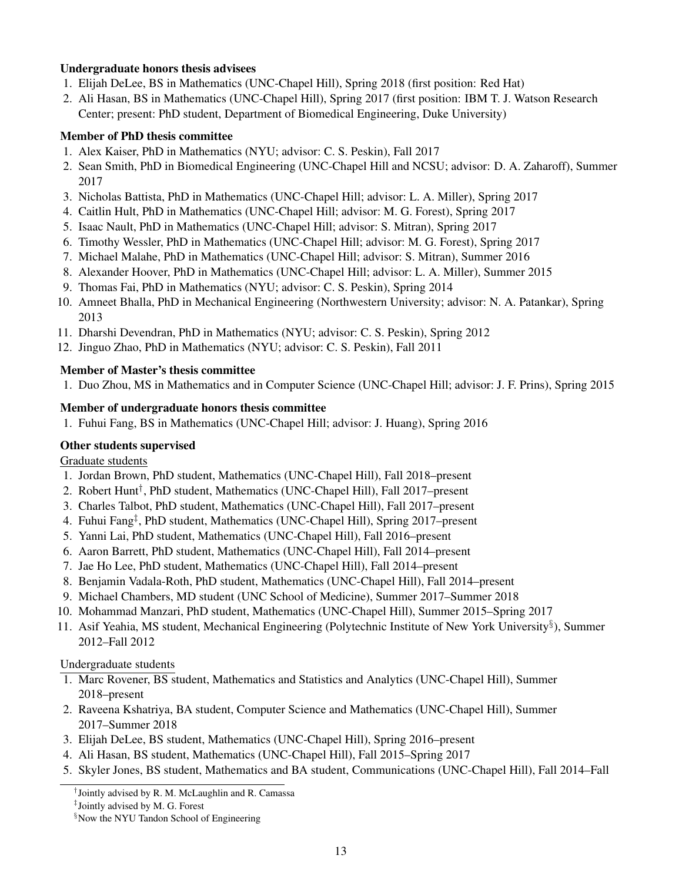**Undergraduate honors thesis advisees**

1. Elijah DeLee, BS in Mathematics (UNC-Chapel Hill), Spring 2018 (first position: Red Hat)
2. Ali Hasan, BS in Mathematics (UNC-Chapel Hill), Spring 2017 (first position: IBM T. J. Watson Research Center; present: PhD student, Department of Biomedical Engineering, Duke University)

**Member of PhD thesis committee**

1. Alex Kaiser, PhD in Mathematics (NYU; advisor: C. S. Peskin), Fall 2017
2. Sean Smith, PhD in Biomedical Engineering (UNC-Chapel Hill and NCSU; advisor: D. A. Zaharoff), Summer 2017
3. Nicholas Battista, PhD in Mathematics (UNC-Chapel Hill; advisor: L. A. Miller), Spring 2017
4. Caitlin Hult, PhD in Mathematics (UNC-Chapel Hill; advisor: M. G. Forest), Spring 2017
5. Isaac Nault, PhD in Mathematics (UNC-Chapel Hill; advisor: S. Mitran), Spring 2017
6. Timothy Wessler, PhD in Mathematics (UNC-Chapel Hill; advisor: M. G. Forest), Spring 2017
7. Michael Malahe, PhD in Mathematics (UNC-Chapel Hill; advisor: S. Mitran), Summer 2016
8. Alexander Hoover, PhD in Mathematics (UNC-Chapel Hill; advisor: L. A. Miller), Summer 2015
9. Thomas Fai, PhD in Mathematics (NYU; advisor: C. S. Peskin), Spring 2014
10. Amneet Bhalla, PhD in Mechanical Engineering (Northwestern University; advisor: N. A. Patankar), Spring 2013
11. Dharshi Devendran, PhD in Mathematics (NYU; advisor: C. S. Peskin), Spring 2012
12. Jinguo Zhao, PhD in Mathematics (NYU; advisor: C. S. Peskin), Fall 2011

**Member of Master's thesis committee**

1. Duo Zhou, MS in Mathematics and in Computer Science (UNC-Chapel Hill; advisor: J. F. Prins), Spring 2015

**Member of undergraduate honors thesis committee**

1. Fuhui Fang, BS in Mathematics (UNC-Chapel Hill; advisor: J. Huang), Spring 2016

**Other students supervised**

Graduate students

1. Jordan Brown, PhD student, Mathematics (UNC-Chapel Hill), Fall 2018–present
2. Robert Hunt[†], PhD student, Mathematics (UNC-Chapel Hill), Fall 2017–present
3. Charles Talbot, PhD student, Mathematics (UNC-Chapel Hill), Fall 2017–present
4. Fuhui Fang[‡], PhD student, Mathematics (UNC-Chapel Hill), Spring 2017–present
5. Yanni Lai, PhD student, Mathematics (UNC-Chapel Hill), Fall 2016–present
6. Aaron Barrett, PhD student, Mathematics (UNC-Chapel Hill), Fall 2014–present
7. Jae Ho Lee, PhD student, Mathematics (UNC-Chapel Hill), Fall 2014–present
8. Benjamin Vadala-Roth, PhD student, Mathematics (UNC-Chapel Hill), Fall 2014–present
9. Michael Chambers, MD student (UNC School of Medicine), Summer 2017–Summer 2018
10. Mohammad Manzari, PhD student, Mathematics (UNC-Chapel Hill), Summer 2015–Spring 2017
11. Asif Yeahia, MS student, Mechanical Engineering (Polytechnic Institute of New York University[§]), Summer 2012–Fall 2012

Undergraduate students

1. Marc Rovener, BS student, Mathematics and Statistics and Analytics (UNC-Chapel Hill), Summer 2018–present
2. Raveena Kshatriya, BA student, Computer Science and Mathematics (UNC-Chapel Hill), Summer 2017–Summer 2018
3. Elijah DeLee, BS student, Mathematics (UNC-Chapel Hill), Spring 2016–present
4. Ali Hasan, BS student, Mathematics (UNC-Chapel Hill), Fall 2015–Spring 2017
5. Skyler Jones, BS student, Mathematics and BA student, Communications (UNC-Chapel Hill), Fall 2014–Fall

---

[†] Jointly advised by R. M. McLaughlin and R. Camassa

[‡] Jointly advised by M. G. Forest

[§] Now the NYU Tandon School of Engineering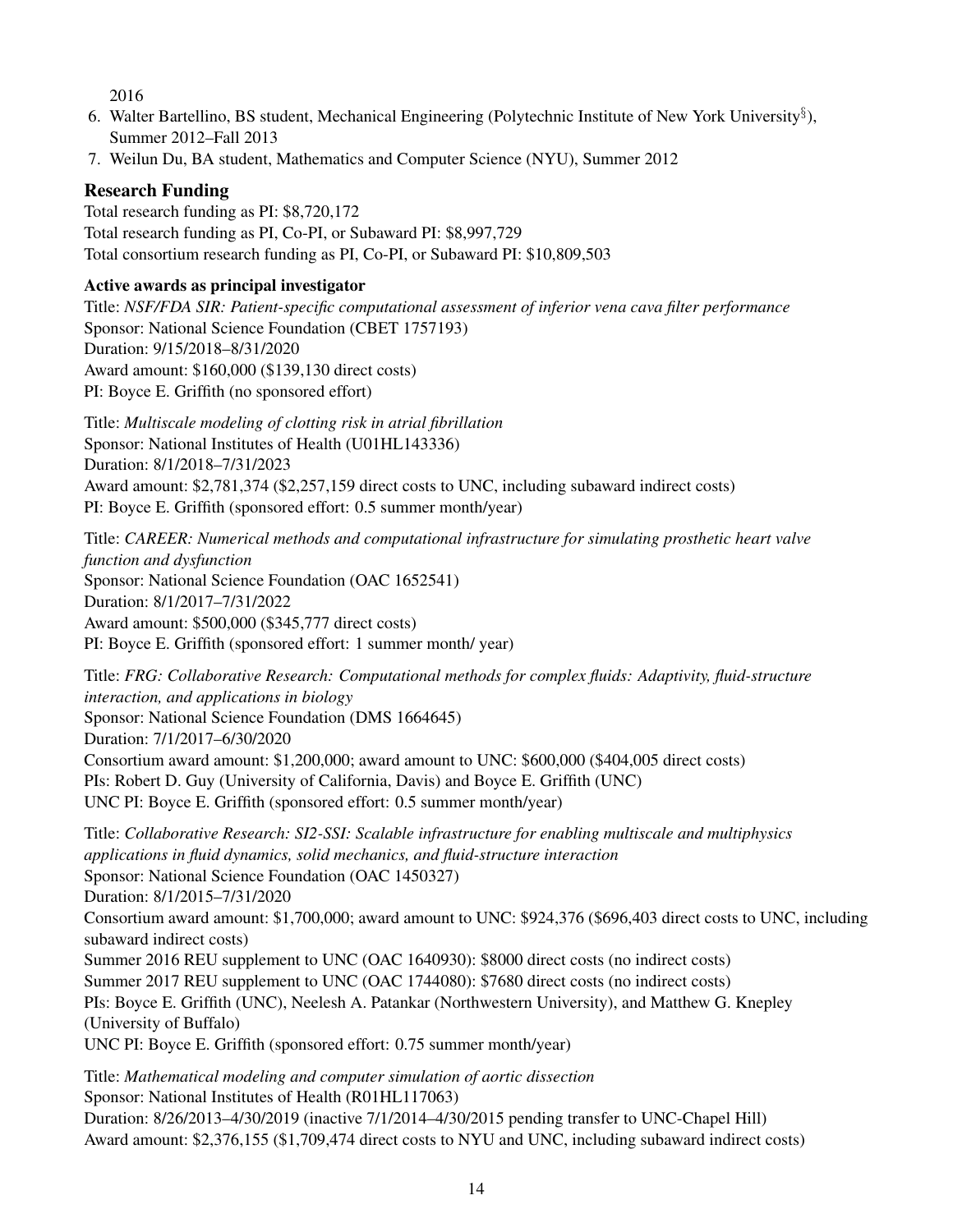2016

6. Walter Bartellino, BS student, Mechanical Engineering (Polytechnic Institute of New York University[§]), Summer 2012–Fall 2013
7. Weilun Du, BA student, Mathematics and Computer Science (NYU), Summer 2012

## Research Funding

Total research funding as PI: $8,720,172
Total research funding as PI, Co-PI, or Subaward PI: $8,997,729
Total consortium research funding as PI, Co-PI, or Subaward PI: $10,809,503

### Active awards as principal investigator

Title: *NSF/FDA SIR: Patient-specific computational assessment of inferior vena cava filter performance*
Sponsor: National Science Foundation (CBET 1757193)
Duration: 9/15/2018–8/31/2020
Award amount: $160,000 ($139,130 direct costs)
PI: Boyce E. Griffith (no sponsored effort)

Title: *Multiscale modeling of clotting risk in atrial fibrillation*
Sponsor: National Institutes of Health (U01HL143336)
Duration: 8/1/2018–7/31/2023
Award amount: $2,781,374 ($2,257,159 direct costs to UNC, including subaward indirect costs)
PI: Boyce E. Griffith (sponsored effort: 0.5 summer month/year)

Title: *CAREER: Numerical methods and computational infrastructure for simulating prosthetic heart valve function and dysfunction*
Sponsor: National Science Foundation (OAC 1652541)
Duration: 8/1/2017–7/31/2022
Award amount: $500,000 ($345,777 direct costs)
PI: Boyce E. Griffith (sponsored effort: 1 summer month/ year)

Title: *FRG: Collaborative Research: Computational methods for complex fluids: Adaptivity, fluid-structure interaction, and applications in biology*
Sponsor: National Science Foundation (DMS 1664645)
Duration: 7/1/2017–6/30/2020
Consortium award amount: $1,200,000; award amount to UNC: $600,000 ($404,005 direct costs)
PIs: Robert D. Guy (University of California, Davis) and Boyce E. Griffith (UNC)
UNC PI: Boyce E. Griffith (sponsored effort: 0.5 summer month/year)

Title: *Collaborative Research: SI2-SSI: Scalable infrastructure for enabling multiscale and multiphysics applications in fluid dynamics, solid mechanics, and fluid-structure interaction*
Sponsor: National Science Foundation (OAC 1450327)
Duration: 8/1/2015–7/31/2020
Consortium award amount: $1,700,000; award amount to UNC: $924,376 ($696,403 direct costs to UNC, including subaward indirect costs)
Summer 2016 REU supplement to UNC (OAC 1640930): $8000 direct costs (no indirect costs)
Summer 2017 REU supplement to UNC (OAC 1744080): $7680 direct costs (no indirect costs)
PIs: Boyce E. Griffith (UNC), Neelesh A. Patankar (Northwestern University), and Matthew G. Knepley (University of Buffalo)
UNC PI: Boyce E. Griffith (sponsored effort: 0.75 summer month/year)

Title: *Mathematical modeling and computer simulation of aortic dissection*
Sponsor: National Institutes of Health (R01HL117063)
Duration: 8/26/2013–4/30/2019 (inactive 7/1/2014–4/30/2015 pending transfer to UNC-Chapel Hill)
Award amount: $2,376,155 ($1,709,474 direct costs to NYU and UNC, including subaward indirect costs)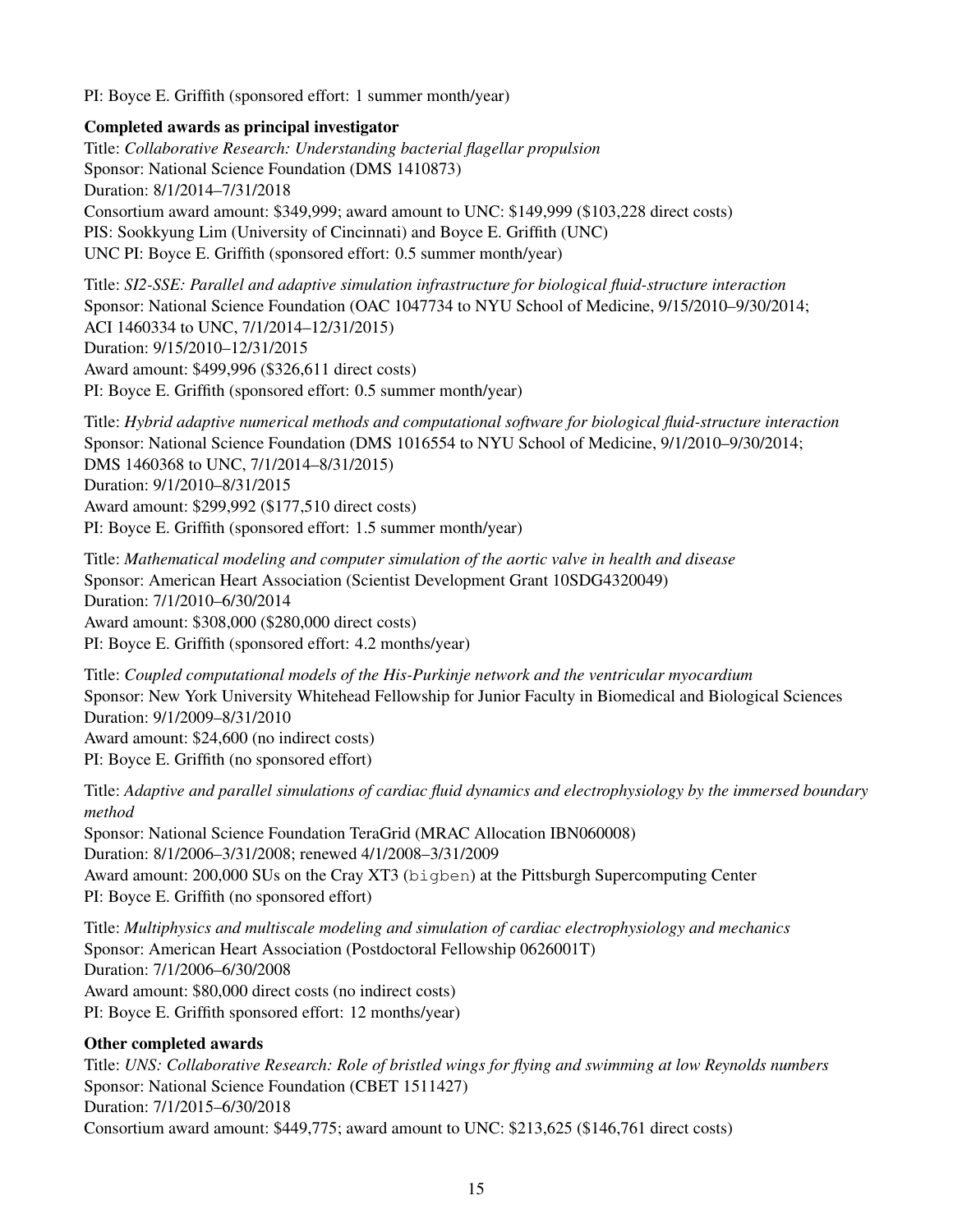PI: Boyce E. Griffith (sponsored effort: 1 summer month/year)

**Completed awards as principal investigator**

Title: *Collaborative Research: Understanding bacterial flagellar propulsion*
Sponsor: National Science Foundation (DMS 1410873)
Duration: 8/1/2014–7/31/2018
Consortium award amount: $349,999; award amount to UNC: $149,999 ($103,228 direct costs)
PIS: Sookkyung Lim (University of Cincinnati) and Boyce E. Griffith (UNC)
UNC PI: Boyce E. Griffith (sponsored effort: 0.5 summer month/year)

Title: *SI2-SSE: Parallel and adaptive simulation infrastructure for biological fluid-structure interaction*
Sponsor: National Science Foundation (OAC 1047734 to NYU School of Medicine, 9/15/2010–9/30/2014; ACI 1460334 to UNC, 7/1/2014–12/31/2015)
Duration: 9/15/2010–12/31/2015
Award amount: $499,996 ($326,611 direct costs)
PI: Boyce E. Griffith (sponsored effort: 0.5 summer month/year)

Title: *Hybrid adaptive numerical methods and computational software for biological fluid-structure interaction*
Sponsor: National Science Foundation (DMS 1016554 to NYU School of Medicine, 9/1/2010–9/30/2014; DMS 1460368 to UNC, 7/1/2014–8/31/2015)
Duration: 9/1/2010–8/31/2015
Award amount: $299,992 ($177,510 direct costs)
PI: Boyce E. Griffith (sponsored effort: 1.5 summer month/year)

Title: *Mathematical modeling and computer simulation of the aortic valve in health and disease*
Sponsor: American Heart Association (Scientist Development Grant 10SDG4320049)
Duration: 7/1/2010–6/30/2014
Award amount: $308,000 ($280,000 direct costs)
PI: Boyce E. Griffith (sponsored effort: 4.2 months/year)

Title: *Coupled computational models of the His-Purkinje network and the ventricular myocardium*
Sponsor: New York University Whitehead Fellowship for Junior Faculty in Biomedical and Biological Sciences
Duration: 9/1/2009–8/31/2010
Award amount: $24,600 (no indirect costs)
PI: Boyce E. Griffith (no sponsored effort)

Title: *Adaptive and parallel simulations of cardiac fluid dynamics and electrophysiology by the immersed boundary method*
Sponsor: National Science Foundation TeraGrid (MRAC Allocation IBN060008)
Duration: 8/1/2006–3/31/2008; renewed 4/1/2008–3/31/2009
Award amount: 200,000 SUs on the Cray XT3 (`bigben`) at the Pittsburgh Supercomputing Center
PI: Boyce E. Griffith (no sponsored effort)

Title: *Multiphysics and multiscale modeling and simulation of cardiac electrophysiology and mechanics*
Sponsor: American Heart Association (Postdoctoral Fellowship 0626001T)
Duration: 7/1/2006–6/30/2008
Award amount: $80,000 direct costs (no indirect costs)
PI: Boyce E. Griffith sponsored effort: 12 months/year)

**Other completed awards**

Title: *UNS: Collaborative Research: Role of bristled wings for flying and swimming at low Reynolds numbers*
Sponsor: National Science Foundation (CBET 1511427)
Duration: 7/1/2015–6/30/2018
Consortium award amount: $449,775; award amount to UNC: $213,625 ($146,761 direct costs)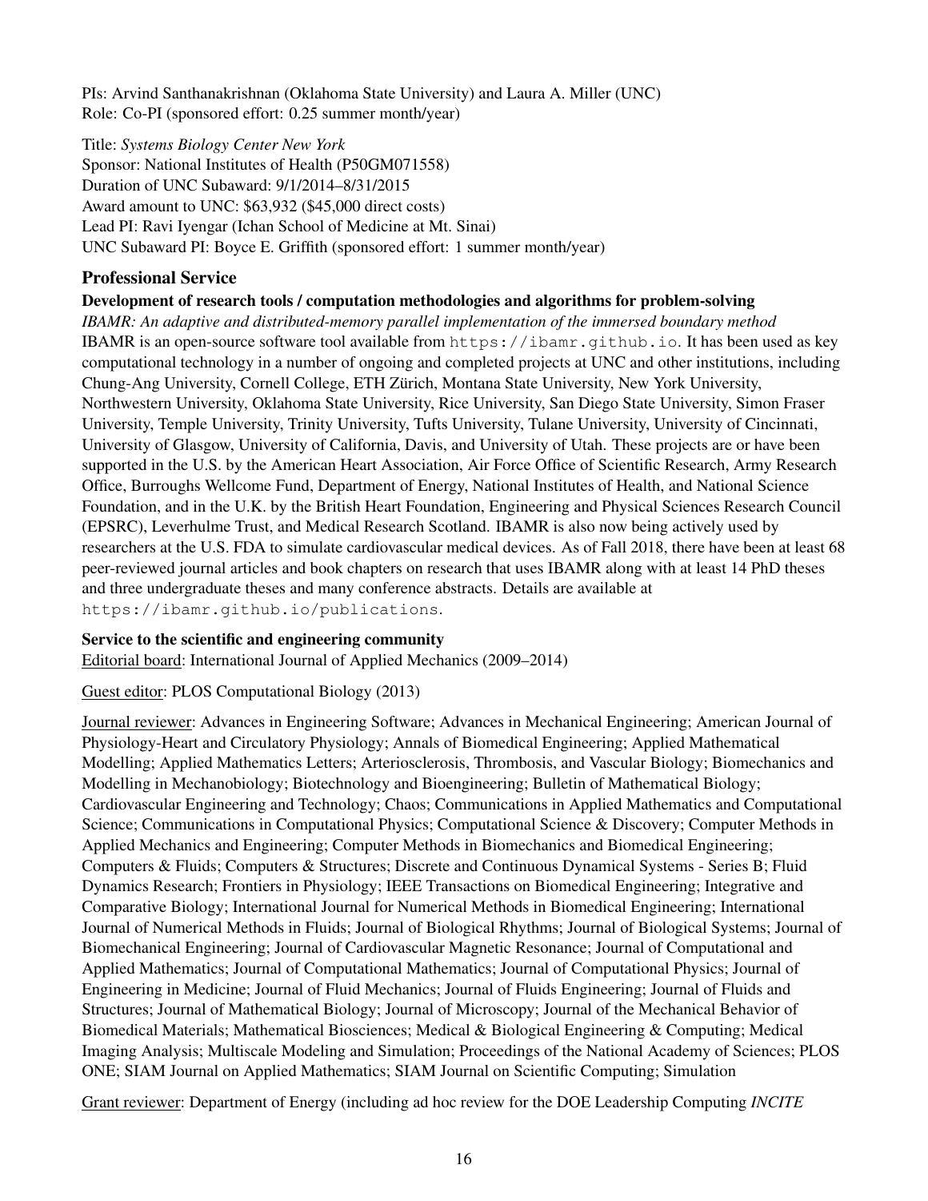PIs: Arvind Santhanakrishnan (Oklahoma State University) and Laura A. Miller (UNC)
Role: Co-PI (sponsored effort: 0.25 summer month/year)

Title: *Systems Biology Center New York*
Sponsor: National Institutes of Health (P50GM071558)
Duration of UNC Subaward: 9/1/2014–8/31/2015
Award amount to UNC: $63,932 ($45,000 direct costs)
Lead PI: Ravi Iyengar (Ichan School of Medicine at Mt. Sinai)
UNC Subaward PI: Boyce E. Griffith (sponsored effort: 1 summer month/year)

## Professional Service

### Development of research tools / computation methodologies and algorithms for problem-solving

*IBAMR: An adaptive and distributed-memory parallel implementation of the immersed boundary method*
IBAMR is an open-source software tool available from `https://ibamr.github.io`. It has been used as key computational technology in a number of ongoing and completed projects at UNC and other institutions, including Chung-Ang University, Cornell College, ETH Zürich, Montana State University, New York University, Northwestern University, Oklahoma State University, Rice University, San Diego State University, Simon Fraser University, Temple University, Trinity University, Tufts University, Tulane University, University of Cincinnati, University of Glasgow, University of California, Davis, and University of Utah. These projects are or have been supported in the U.S. by the American Heart Association, Air Force Office of Scientific Research, Army Research Office, Burroughs Wellcome Fund, Department of Energy, National Institutes of Health, and National Science Foundation, and in the U.K. by the British Heart Foundation, Engineering and Physical Sciences Research Council (EPSRC), Leverhulme Trust, and Medical Research Scotland. IBAMR is also now being actively used by researchers at the U.S. FDA to simulate cardiovascular medical devices. As of Fall 2018, there have been at least 68 peer-reviewed journal articles and book chapters on research that uses IBAMR along with at least 14 PhD theses and three undergraduate theses and many conference abstracts. Details are available at `https://ibamr.github.io/publications`.

### Service to the scientific and engineering community

Editorial board: International Journal of Applied Mechanics (2009–2014)

Guest editor: PLOS Computational Biology (2013)

Journal reviewer: Advances in Engineering Software; Advances in Mechanical Engineering; American Journal of Physiology-Heart and Circulatory Physiology; Annals of Biomedical Engineering; Applied Mathematical Modelling; Applied Mathematics Letters; Arteriosclerosis, Thrombosis, and Vascular Biology; Biomechanics and Modelling in Mechanobiology; Biotechnology and Bioengineering; Bulletin of Mathematical Biology; Cardiovascular Engineering and Technology; Chaos; Communications in Applied Mathematics and Computational Science; Communications in Computational Physics; Computational Science & Discovery; Computer Methods in Applied Mechanics and Engineering; Computer Methods in Biomechanics and Biomedical Engineering; Computers & Fluids; Computers & Structures; Discrete and Continuous Dynamical Systems - Series B; Fluid Dynamics Research; Frontiers in Physiology; IEEE Transactions on Biomedical Engineering; Integrative and Comparative Biology; International Journal for Numerical Methods in Biomedical Engineering; International Journal of Numerical Methods in Fluids; Journal of Biological Rhythms; Journal of Biological Systems; Journal of Biomechanical Engineering; Journal of Cardiovascular Magnetic Resonance; Journal of Computational and Applied Mathematics; Journal of Computational Mathematics; Journal of Computational Physics; Journal of Engineering in Medicine; Journal of Fluid Mechanics; Journal of Fluids Engineering; Journal of Fluids and Structures; Journal of Mathematical Biology; Journal of Microscopy; Journal of the Mechanical Behavior of Biomedical Materials; Mathematical Biosciences; Medical & Biological Engineering & Computing; Medical Imaging Analysis; Multiscale Modeling and Simulation; Proceedings of the National Academy of Sciences; PLOS ONE; SIAM Journal on Applied Mathematics; SIAM Journal on Scientific Computing; Simulation

Grant reviewer: Department of Energy (including ad hoc review for the DOE Leadership Computing *INCITE*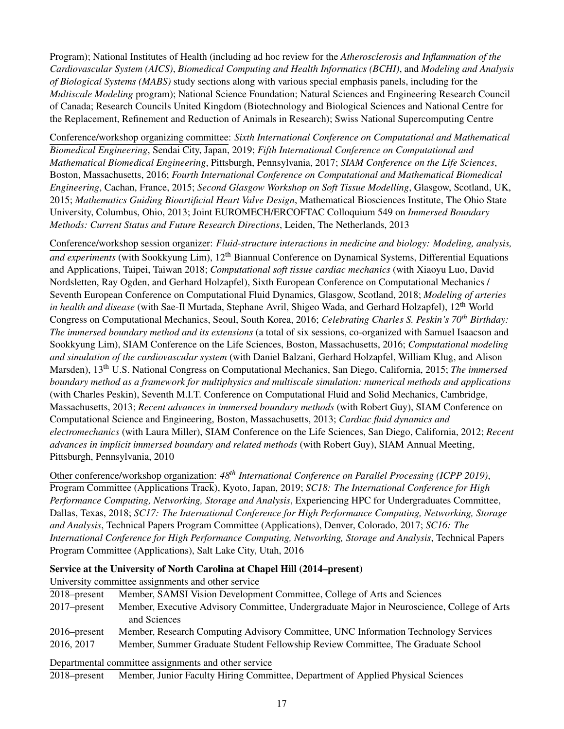Program); National Institutes of Health (including ad hoc review for the *Atherosclerosis and Inflammation of the Cardiovascular System (AICS)*, *Biomedical Computing and Health Informatics (BCHI)*, and *Modeling and Analysis of Biological Systems (MABS)* study sections along with various special emphasis panels, including for the *Multiscale Modeling* program); National Science Foundation; Natural Sciences and Engineering Research Council of Canada; Research Councils United Kingdom (Biotechnology and Biological Sciences and National Centre for the Replacement, Refinement and Reduction of Animals in Research); Swiss National Supercomputing Centre

Conference/workshop organizing committee: *Sixth International Conference on Computational and Mathematical Biomedical Engineering*, Sendai City, Japan, 2019; *Fifth International Conference on Computational and Mathematical Biomedical Engineering*, Pittsburgh, Pennsylvania, 2017; *SIAM Conference on the Life Sciences*, Boston, Massachusetts, 2016; *Fourth International Conference on Computational and Mathematical Biomedical Engineering*, Cachan, France, 2015; *Second Glasgow Workshop on Soft Tissue Modelling*, Glasgow, Scotland, UK, 2015; *Mathematics Guiding Bioartificial Heart Valve Design*, Mathematical Biosciences Institute, The Ohio State University, Columbus, Ohio, 2013; Joint EUROMECH/ERCOFTAC Colloquium 549 on *Immersed Boundary Methods: Current Status and Future Research Directions*, Leiden, The Netherlands, 2013

Conference/workshop session organizer: *Fluid-structure interactions in medicine and biology: Modeling, analysis, and experiments* (with Sookkyung Lim), 12th Biannual Conference on Dynamical Systems, Differential Equations and Applications, Taipei, Taiwan 2018; *Computational soft tissue cardiac mechanics* (with Xiaoyu Luo, David Nordsletten, Ray Ogden, and Gerhard Holzapfel), Sixth European Conference on Computational Mechanics / Seventh European Conference on Computational Fluid Dynamics, Glasgow, Scotland, 2018; *Modeling of arteries in health and disease* (with Sae-Il Murtada, Stephane Avril, Shigeo Wada, and Gerhard Holzapfel), 12th World Congress on Computational Mechanics, Seoul, South Korea, 2016; *Celebrating Charles S. Peskin's 70th Birthday: The immersed boundary method and its extensions* (a total of six sessions, co-organized with Samuel Isaacson and Sookkyung Lim), SIAM Conference on the Life Sciences, Boston, Massachusetts, 2016; *Computational modeling and simulation of the cardiovascular system* (with Daniel Balzani, Gerhard Holzapfel, William Klug, and Alison Marsden), 13th U.S. National Congress on Computational Mechanics, San Diego, California, 2015; *The immersed boundary method as a framework for multiphysics and multiscale simulation: numerical methods and applications* (with Charles Peskin), Seventh M.I.T. Conference on Computational Fluid and Solid Mechanics, Cambridge, Massachusetts, 2013; *Recent advances in immersed boundary methods* (with Robert Guy), SIAM Conference on Computational Science and Engineering, Boston, Massachusetts, 2013; *Cardiac fluid dynamics and electromechanics* (with Laura Miller), SIAM Conference on the Life Sciences, San Diego, California, 2012; *Recent advances in implicit immersed boundary and related methods* (with Robert Guy), SIAM Annual Meeting, Pittsburgh, Pennsylvania, 2010

Other conference/workshop organization: *48th International Conference on Parallel Processing (ICPP 2019)*, Program Committee (Applications Track), Kyoto, Japan, 2019; *SC18: The International Conference for High Performance Computing, Networking, Storage and Analysis*, Experiencing HPC for Undergraduates Committee, Dallas, Texas, 2018; *SC17: The International Conference for High Performance Computing, Networking, Storage and Analysis*, Technical Papers Program Committee (Applications), Denver, Colorado, 2017; *SC16: The International Conference for High Performance Computing, Networking, Storage and Analysis*, Technical Papers Program Committee (Applications), Salt Lake City, Utah, 2016

**Service at the University of North Carolina at Chapel Hill (2014–present)**

University committee assignments and other service

| | |
|---|---|
| 2018–present | Member, SAMSI Vision Development Committee, College of Arts and Sciences |
| 2017–present | Member, Executive Advisory Committee, Undergraduate Major in Neuroscience, College of Arts and Sciences |
| 2016–present | Member, Research Computing Advisory Committee, UNC Information Technology Services |
| 2016, 2017 | Member, Summer Graduate Student Fellowship Review Committee, The Graduate School |

Departmental committee assignments and other service

| | |
|---|---|
| 2018–present | Member, Junior Faculty Hiring Committee, Department of Applied Physical Sciences |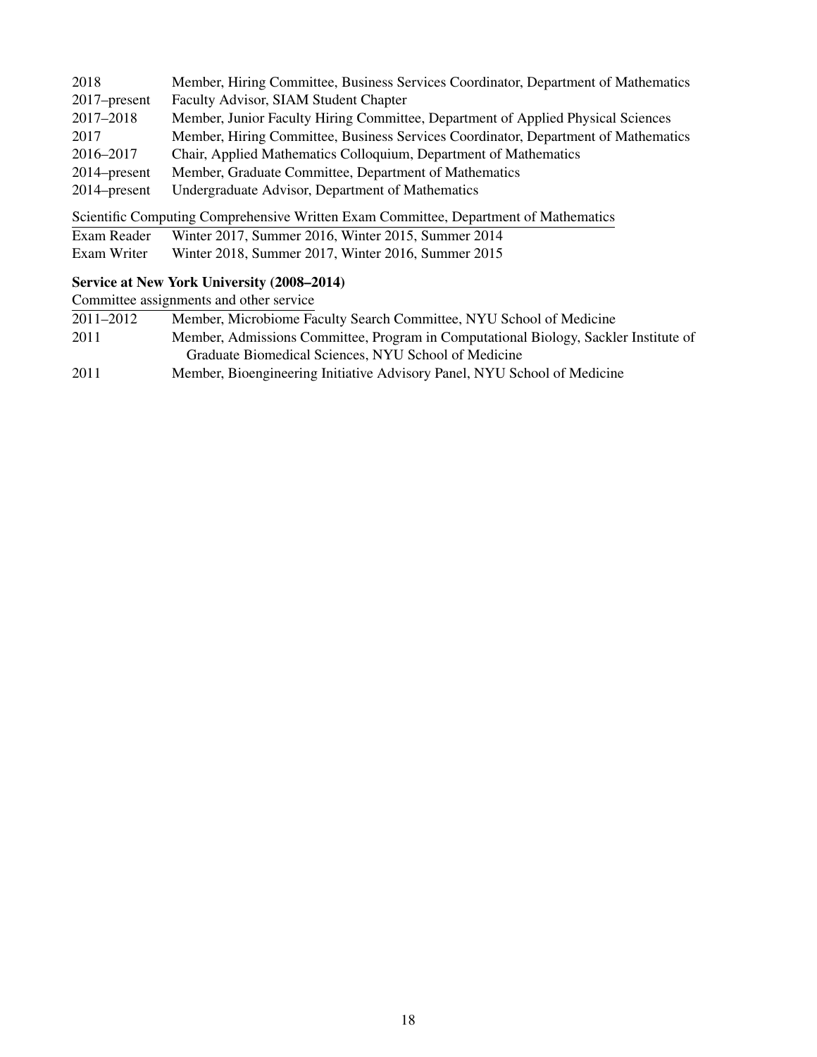| | |
|---|---|
| 2018 | Member, Hiring Committee, Business Services Coordinator, Department of Mathematics |
| 2017–present | Faculty Advisor, SIAM Student Chapter |
| 2017–2018 | Member, Junior Faculty Hiring Committee, Department of Applied Physical Sciences |
| 2017 | Member, Hiring Committee, Business Services Coordinator, Department of Mathematics |
| 2016–2017 | Chair, Applied Mathematics Colloquium, Department of Mathematics |
| 2014–present | Member, Graduate Committee, Department of Mathematics |
| 2014–present | Undergraduate Advisor, Department of Mathematics |

Scientific Computing Comprehensive Written Exam Committee, Department of Mathematics

| | |
|---|---|
| Exam Reader | Winter 2017, Summer 2016, Winter 2015, Summer 2014 |
| Exam Writer | Winter 2018, Summer 2017, Winter 2016, Summer 2015 |

**Service at New York University (2008–2014)**

Committee assignments and other service

| | |
|---|---|
| 2011–2012 | Member, Microbiome Faculty Search Committee, NYU School of Medicine |
| 2011 | Member, Admissions Committee, Program in Computational Biology, Sackler Institute of Graduate Biomedical Sciences, NYU School of Medicine |
| 2011 | Member, Bioengineering Initiative Advisory Panel, NYU School of Medicine |